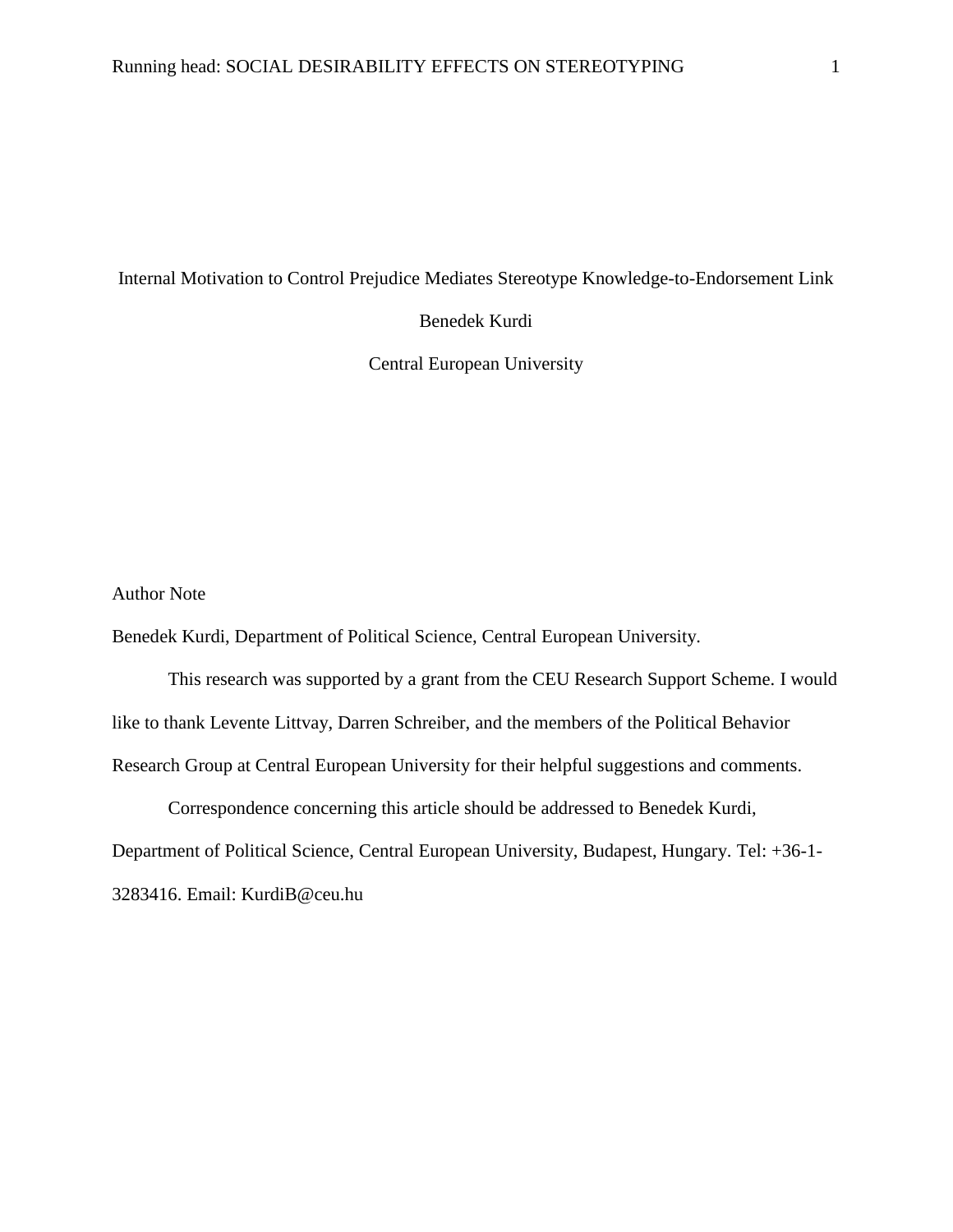# Internal Motivation to Control Prejudice Mediates Stereotype Knowledge-to-Endorsement Link

Benedek Kurdi

Central European University

Author Note

Benedek Kurdi, Department of Political Science, Central European University.

This research was supported by a grant from the CEU Research Support Scheme. I would like to thank Levente Littvay, Darren Schreiber, and the members of the Political Behavior Research Group at Central European University for their helpful suggestions and comments.

Correspondence concerning this article should be addressed to Benedek Kurdi, Department of Political Science, Central European University, Budapest, Hungary. Tel: +36-1-3283416. Email: KurdiB@ceu.hu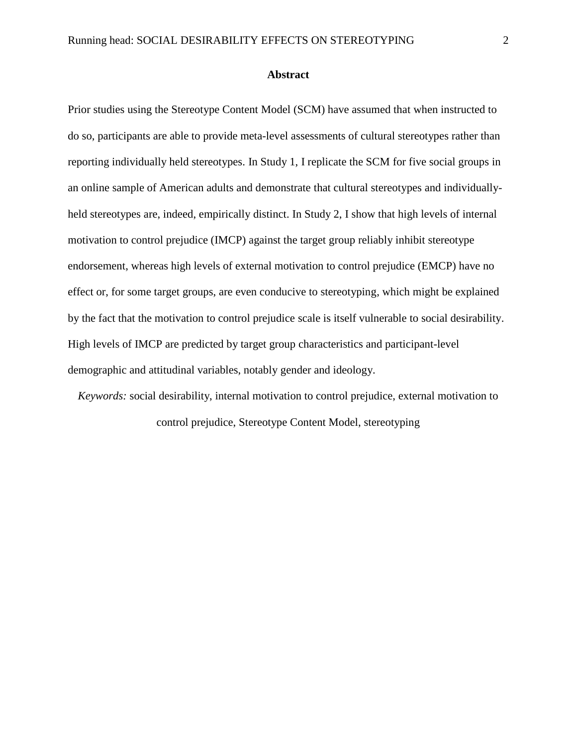# Abstract

Prior studies using the Stereotype Content Model (SCM) have assumed that when instructed to do so, participants are able to provide meta-level assessments of cultural stereotypes rather than reporting individually held stereotypes. In Study 1, I replicate the SCM for five social groups in an online sample of American adults and demonstrate that cultural stereotypes and individually-held stereotypes are, indeed, empirically distinct. In Study 2, I show that high levels of internal motivation to control prejudice (IMCP) against the target group reliably inhibit stereotype endorsement, whereas high levels of external motivation to control prejudice (EMCP) have no effect or, for some target groups, are even conducive to stereotyping, which might be explained by the fact that the motivation to control prejudice scale is itself vulnerable to social desirability. High levels of IMCP are predicted by target group characteristics and participant-level demographic and attitudinal variables, notably gender and ideology.

*Keywords:* social desirability, internal motivation to control prejudice, external motivation to control prejudice, Stereotype Content Model, stereotyping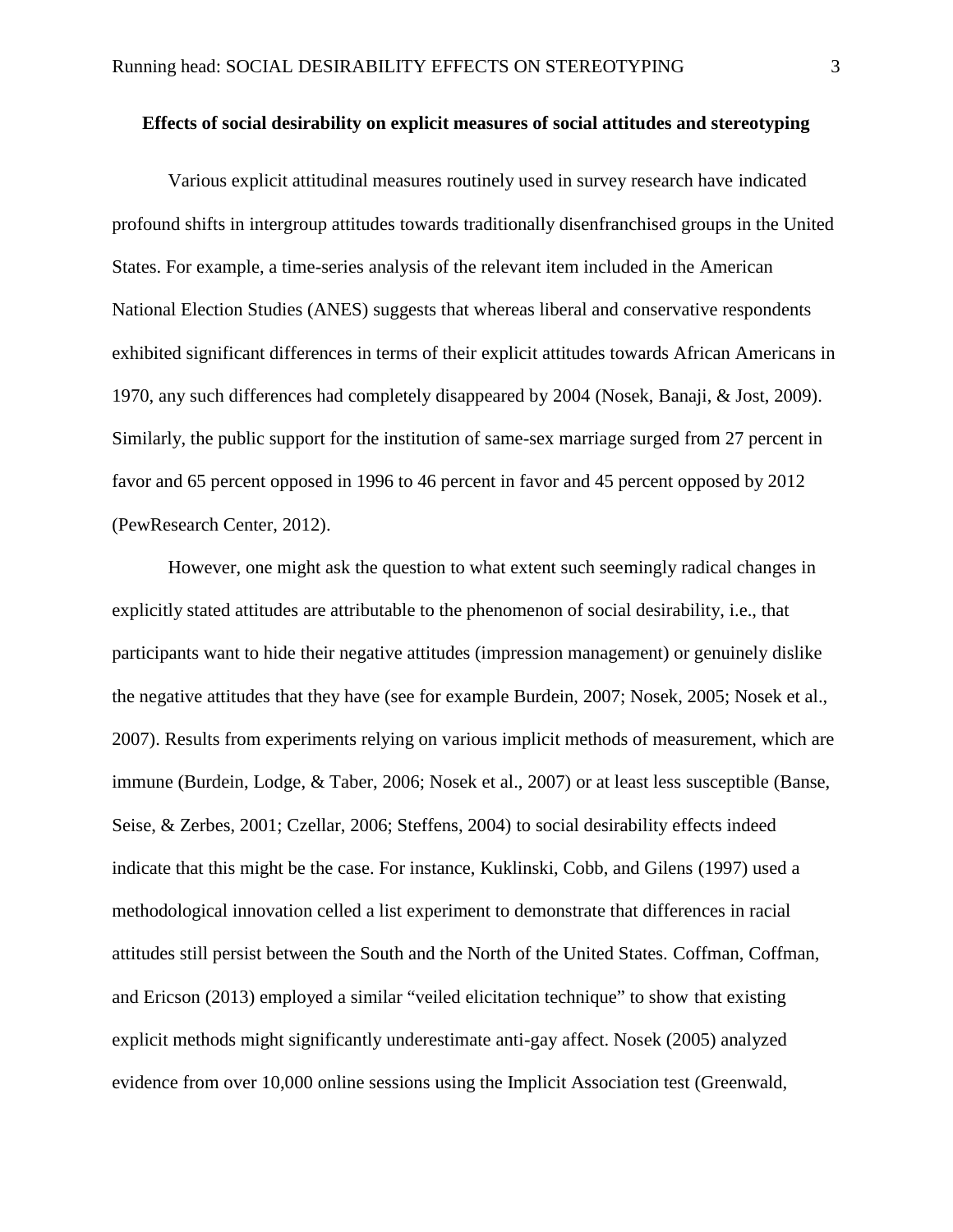**Effects of social desirability on explicit measures of social attitudes and stereotyping**

Various explicit attitudinal measures routinely used in survey research have indicated profound shifts in intergroup attitudes towards traditionally disenfranchised groups in the United States. For example, a time-series analysis of the relevant item included in the American National Election Studies (ANES) suggests that whereas liberal and conservative respondents exhibited significant differences in terms of their explicit attitudes towards African Americans in 1970, any such differences had completely disappeared by 2004 (Nosek, Banaji, & Jost, 2009). Similarly, the public support for the institution of same-sex marriage surged from 27 percent in favor and 65 percent opposed in 1996 to 46 percent in favor and 45 percent opposed by 2012 (PewResearch Center, 2012).

However, one might ask the question to what extent such seemingly radical changes in explicitly stated attitudes are attributable to the phenomenon of social desirability, i.e., that participants want to hide their negative attitudes (impression management) or genuinely dislike the negative attitudes that they have (see for example Burdein, 2007; Nosek, 2005; Nosek et al., 2007). Results from experiments relying on various implicit methods of measurement, which are immune (Burdein, Lodge, & Taber, 2006; Nosek et al., 2007) or at least less susceptible (Banse, Seise, & Zerbes, 2001; Czellar, 2006; Steffens, 2004) to social desirability effects indeed indicate that this might be the case. For instance, Kuklinski, Cobb, and Gilens (1997) used a methodological innovation celled a list experiment to demonstrate that differences in racial attitudes still persist between the South and the North of the United States. Coffman, Coffman, and Ericson (2013) employed a similar "veiled elicitation technique" to show that existing explicit methods might significantly underestimate anti-gay affect. Nosek (2005) analyzed evidence from over 10,000 online sessions using the Implicit Association test (Greenwald,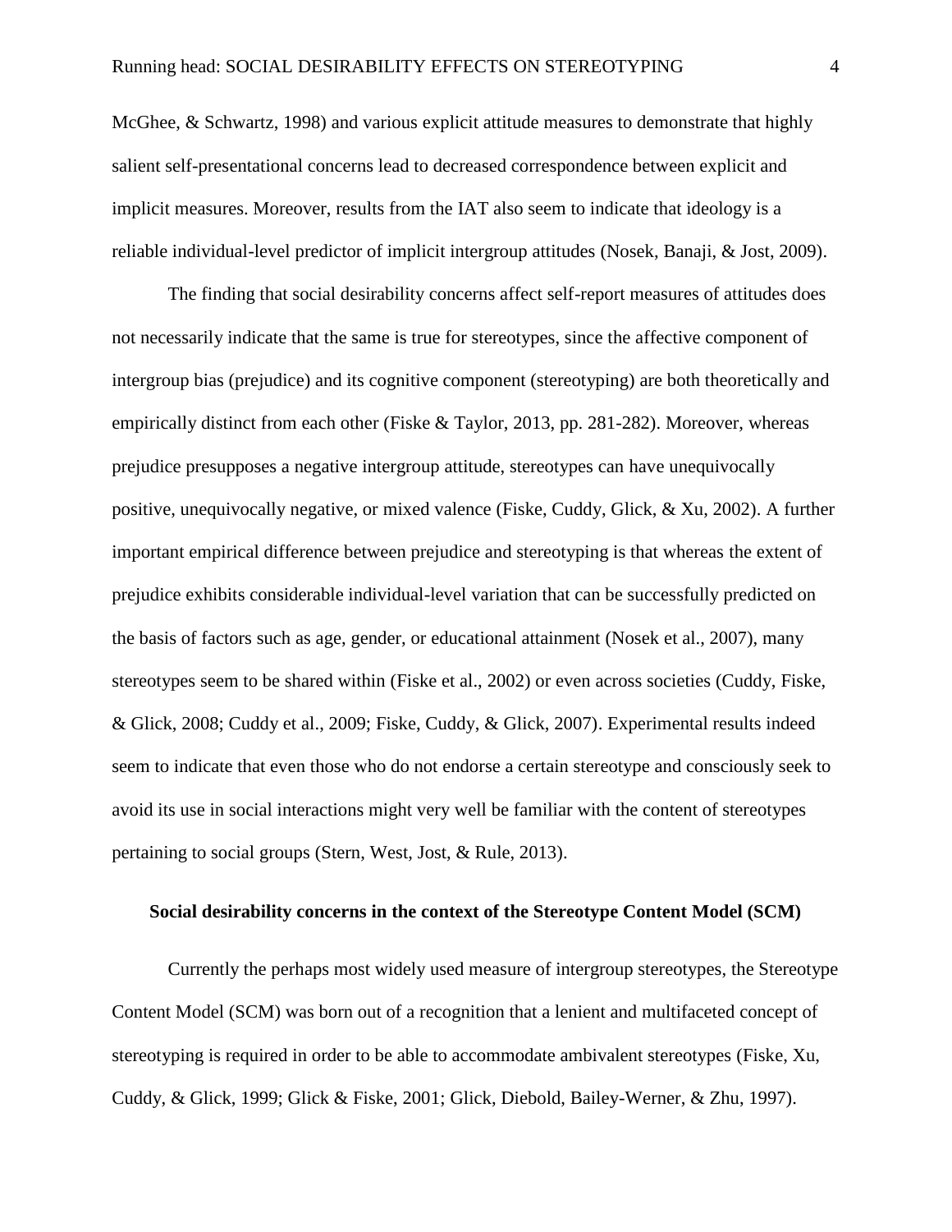McGhee, & Schwartz, 1998) and various explicit attitude measures to demonstrate that highly salient self-presentational concerns lead to decreased correspondence between explicit and implicit measures. Moreover, results from the IAT also seem to indicate that ideology is a reliable individual-level predictor of implicit intergroup attitudes (Nosek, Banaji, & Jost, 2009).

The finding that social desirability concerns affect self-report measures of attitudes does not necessarily indicate that the same is true for stereotypes, since the affective component of intergroup bias (prejudice) and its cognitive component (stereotyping) are both theoretically and empirically distinct from each other (Fiske & Taylor, 2013, pp. 281-282). Moreover, whereas prejudice presupposes a negative intergroup attitude, stereotypes can have unequivocally positive, unequivocally negative, or mixed valence (Fiske, Cuddy, Glick, & Xu, 2002). A further important empirical difference between prejudice and stereotyping is that whereas the extent of prejudice exhibits considerable individual-level variation that can be successfully predicted on the basis of factors such as age, gender, or educational attainment (Nosek et al., 2007), many stereotypes seem to be shared within (Fiske et al., 2002) or even across societies (Cuddy, Fiske, & Glick, 2008; Cuddy et al., 2009; Fiske, Cuddy, & Glick, 2007). Experimental results indeed seem to indicate that even those who do not endorse a certain stereotype and consciously seek to avoid its use in social interactions might very well be familiar with the content of stereotypes pertaining to social groups (Stern, West, Jost, & Rule, 2013).

## Social desirability concerns in the context of the Stereotype Content Model (SCM)

Currently the perhaps most widely used measure of intergroup stereotypes, the Stereotype Content Model (SCM) was born out of a recognition that a lenient and multifaceted concept of stereotyping is required in order to be able to accommodate ambivalent stereotypes (Fiske, Xu, Cuddy, & Glick, 1999; Glick & Fiske, 2001; Glick, Diebold, Bailey-Werner, & Zhu, 1997).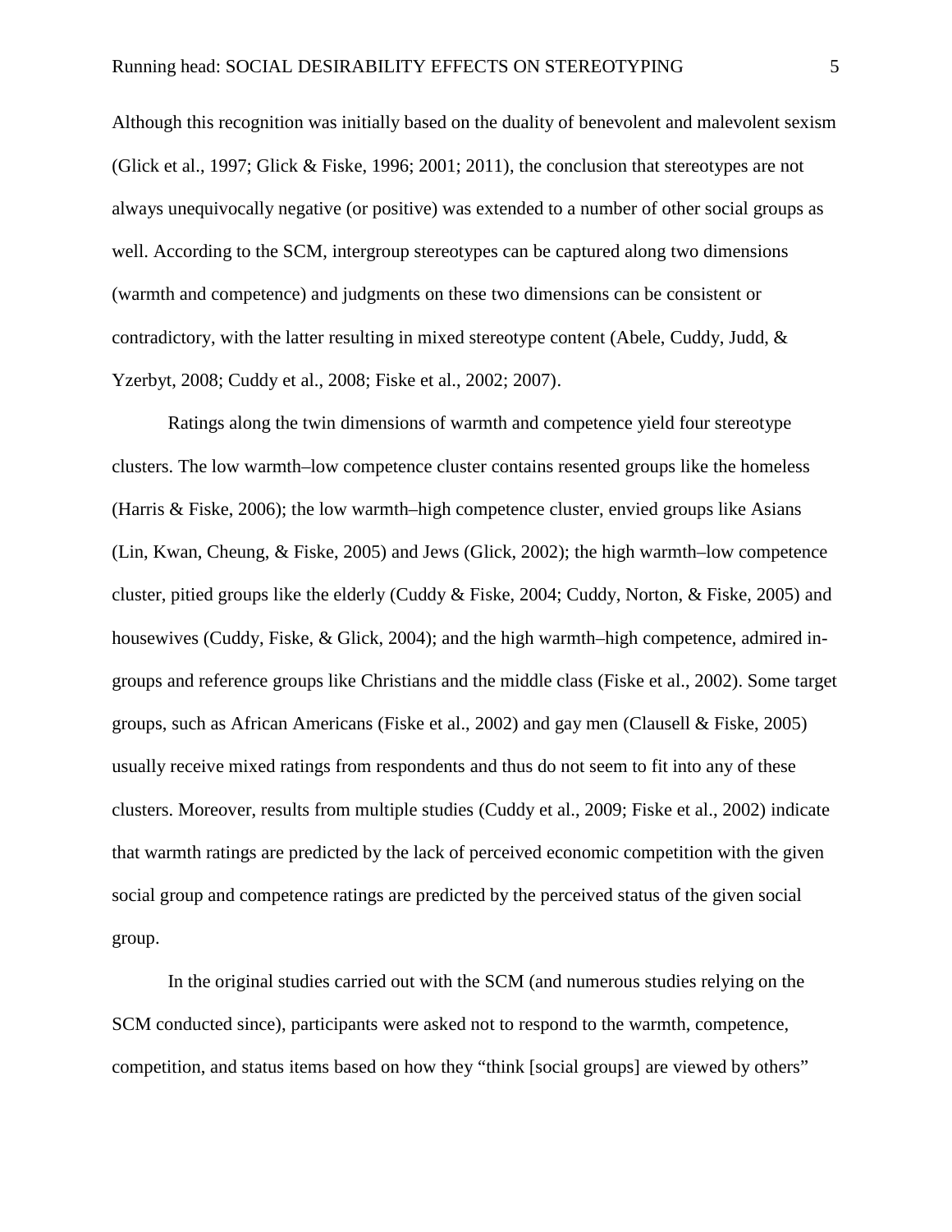Although this recognition was initially based on the duality of benevolent and malevolent sexism (Glick et al., 1997; Glick & Fiske, 1996; 2001; 2011), the conclusion that stereotypes are not always unequivocally negative (or positive) was extended to a number of other social groups as well. According to the SCM, intergroup stereotypes can be captured along two dimensions (warmth and competence) and judgments on these two dimensions can be consistent or contradictory, with the latter resulting in mixed stereotype content (Abele, Cuddy, Judd, & Yzerbyt, 2008; Cuddy et al., 2008; Fiske et al., 2002; 2007).

Ratings along the twin dimensions of warmth and competence yield four stereotype clusters. The low warmth–low competence cluster contains resented groups like the homeless (Harris & Fiske, 2006); the low warmth–high competence cluster, envied groups like Asians (Lin, Kwan, Cheung, & Fiske, 2005) and Jews (Glick, 2002); the high warmth–low competence cluster, pitied groups like the elderly (Cuddy & Fiske, 2004; Cuddy, Norton, & Fiske, 2005) and housewives (Cuddy, Fiske, & Glick, 2004); and the high warmth–high competence, admired in-groups and reference groups like Christians and the middle class (Fiske et al., 2002). Some target groups, such as African Americans (Fiske et al., 2002) and gay men (Clausell & Fiske, 2005) usually receive mixed ratings from respondents and thus do not seem to fit into any of these clusters. Moreover, results from multiple studies (Cuddy et al., 2009; Fiske et al., 2002) indicate that warmth ratings are predicted by the lack of perceived economic competition with the given social group and competence ratings are predicted by the perceived status of the given social group.

In the original studies carried out with the SCM (and numerous studies relying on the SCM conducted since), participants were asked not to respond to the warmth, competence, competition, and status items based on how they "think [social groups] are viewed by others"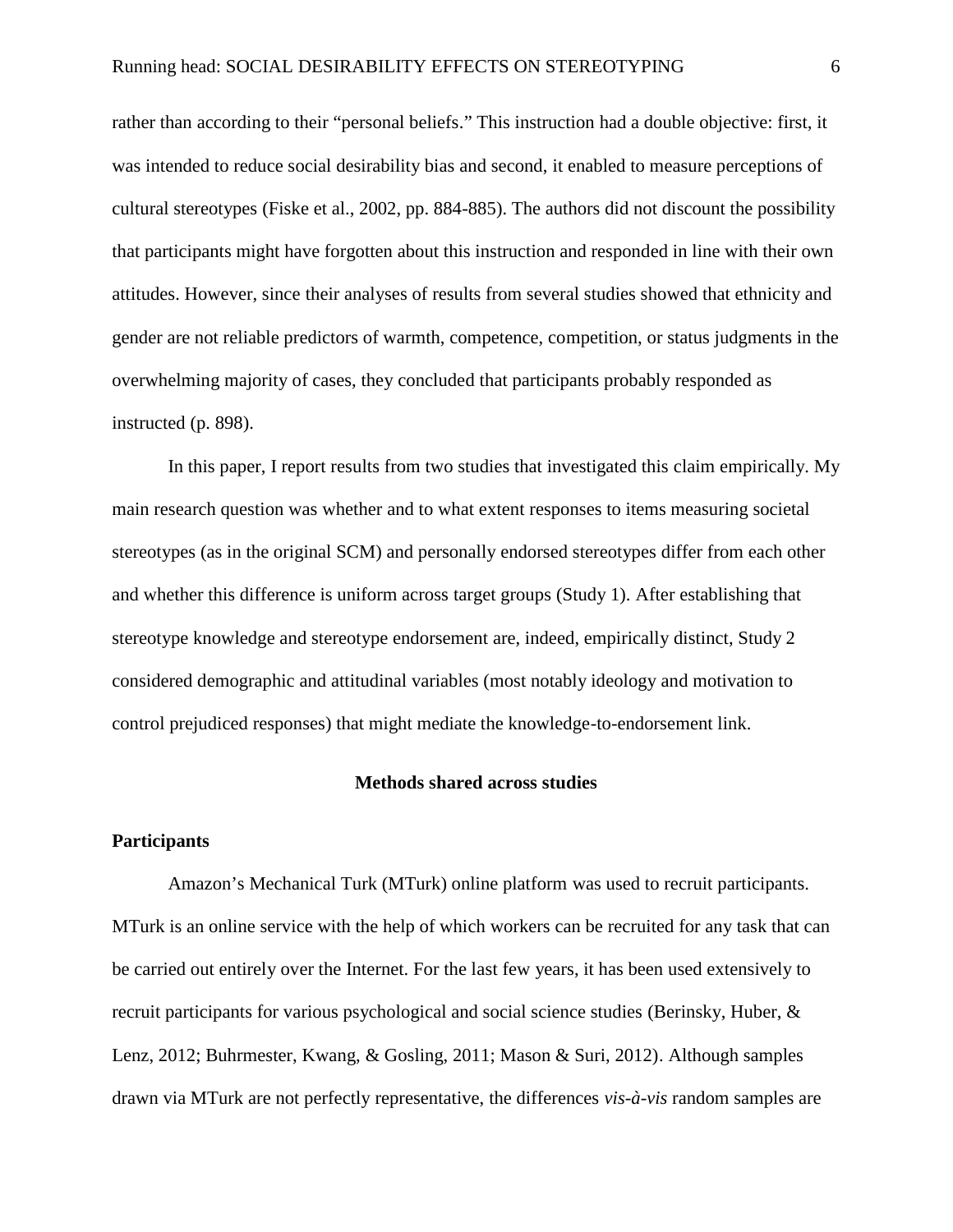rather than according to their "personal beliefs." This instruction had a double objective: first, it was intended to reduce social desirability bias and second, it enabled to measure perceptions of cultural stereotypes (Fiske et al., 2002, pp. 884-885). The authors did not discount the possibility that participants might have forgotten about this instruction and responded in line with their own attitudes. However, since their analyses of results from several studies showed that ethnicity and gender are not reliable predictors of warmth, competence, competition, or status judgments in the overwhelming majority of cases, they concluded that participants probably responded as instructed (p. 898).

In this paper, I report results from two studies that investigated this claim empirically. My main research question was whether and to what extent responses to items measuring societal stereotypes (as in the original SCM) and personally endorsed stereotypes differ from each other and whether this difference is uniform across target groups (Study 1). After establishing that stereotype knowledge and stereotype endorsement are, indeed, empirically distinct, Study 2 considered demographic and attitudinal variables (most notably ideology and motivation to control prejudiced responses) that might mediate the knowledge-to-endorsement link.

## Methods shared across studies

### Participants

Amazon's Mechanical Turk (MTurk) online platform was used to recruit participants. MTurk is an online service with the help of which workers can be recruited for any task that can be carried out entirely over the Internet. For the last few years, it has been used extensively to recruit participants for various psychological and social science studies (Berinsky, Huber, & Lenz, 2012; Buhrmester, Kwang, & Gosling, 2011; Mason & Suri, 2012). Although samples drawn via MTurk are not perfectly representative, the differences *vis-à-vis* random samples are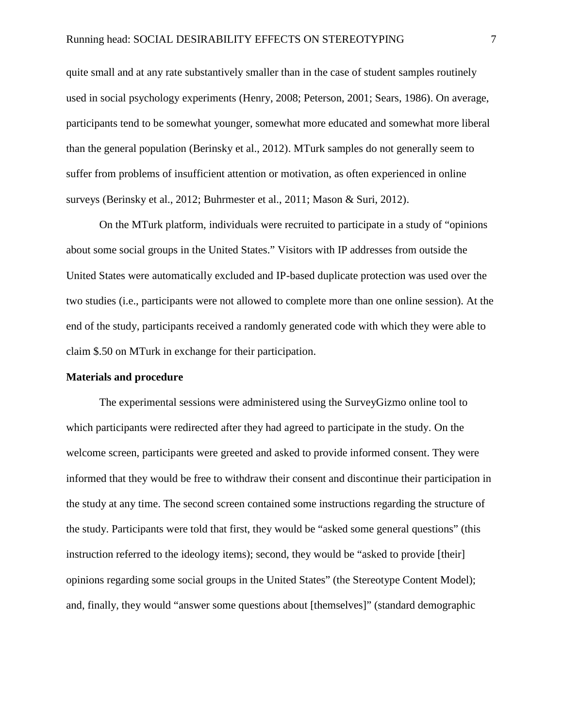quite small and at any rate substantively smaller than in the case of student samples routinely used in social psychology experiments (Henry, 2008; Peterson, 2001; Sears, 1986). On average, participants tend to be somewhat younger, somewhat more educated and somewhat more liberal than the general population (Berinsky et al., 2012). MTurk samples do not generally seem to suffer from problems of insufficient attention or motivation, as often experienced in online surveys (Berinsky et al., 2012; Buhrmester et al., 2011; Mason & Suri, 2012).

On the MTurk platform, individuals were recruited to participate in a study of "opinions about some social groups in the United States." Visitors with IP addresses from outside the United States were automatically excluded and IP-based duplicate protection was used over the two studies (i.e., participants were not allowed to complete more than one online session). At the end of the study, participants received a randomly generated code with which they were able to claim $.50 on MTurk in exchange for their participation.

**Materials and procedure**

The experimental sessions were administered using the SurveyGizmo online tool to which participants were redirected after they had agreed to participate in the study. On the welcome screen, participants were greeted and asked to provide informed consent. They were informed that they would be free to withdraw their consent and discontinue their participation in the study at any time. The second screen contained some instructions regarding the structure of the study. Participants were told that first, they would be "asked some general questions" (this instruction referred to the ideology items); second, they would be "asked to provide [their] opinions regarding some social groups in the United States" (the Stereotype Content Model); and, finally, they would "answer some questions about [themselves]" (standard demographic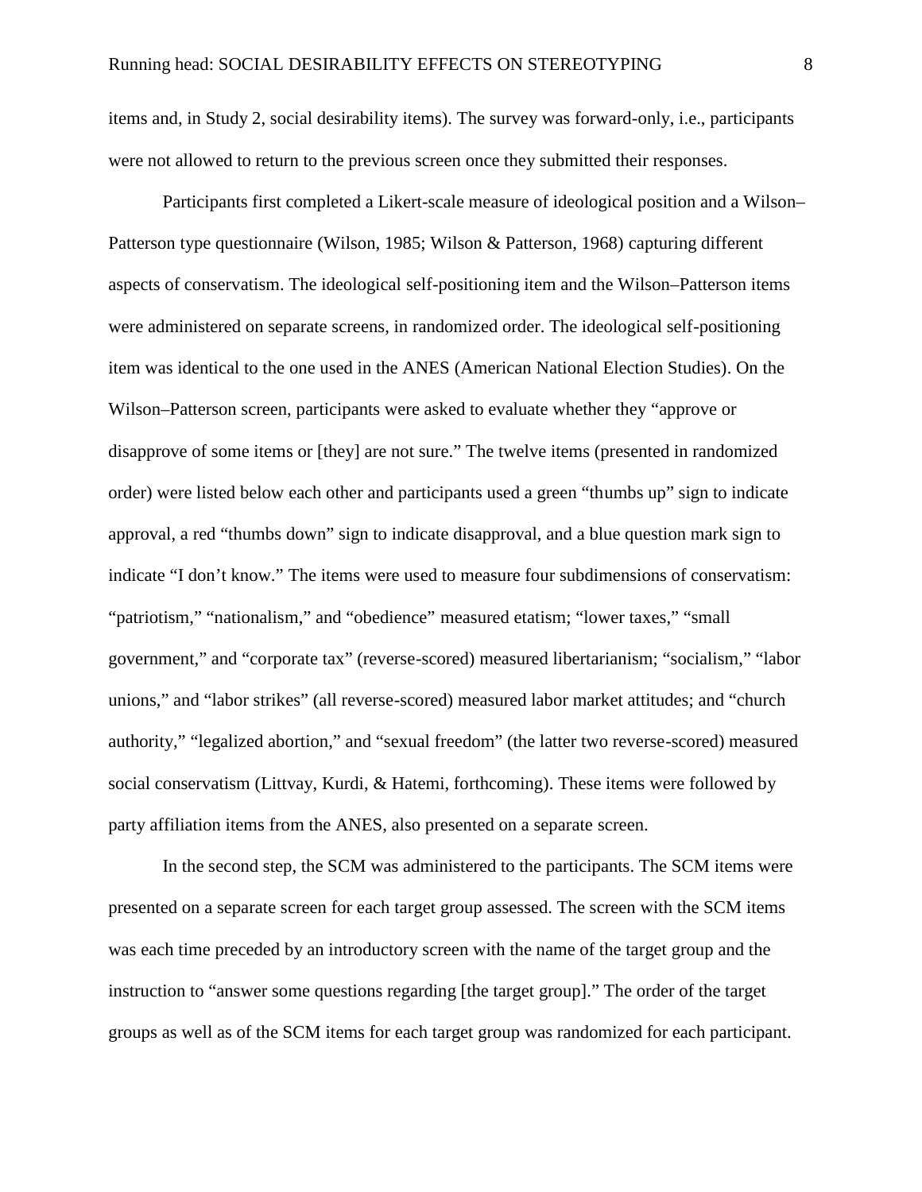items and, in Study 2, social desirability items). The survey was forward-only, i.e., participants were not allowed to return to the previous screen once they submitted their responses.

Participants first completed a Likert-scale measure of ideological position and a Wilson–Patterson type questionnaire (Wilson, 1985; Wilson & Patterson, 1968) capturing different aspects of conservatism. The ideological self-positioning item and the Wilson–Patterson items were administered on separate screens, in randomized order. The ideological self-positioning item was identical to the one used in the ANES (American National Election Studies). On the Wilson–Patterson screen, participants were asked to evaluate whether they "approve or disapprove of some items or [they] are not sure." The twelve items (presented in randomized order) were listed below each other and participants used a green "thumbs up" sign to indicate approval, a red "thumbs down" sign to indicate disapproval, and a blue question mark sign to indicate "I don't know." The items were used to measure four subdimensions of conservatism: "patriotism," "nationalism," and "obedience" measured etatism; "lower taxes," "small government," and "corporate tax" (reverse-scored) measured libertarianism; "socialism," "labor unions," and "labor strikes" (all reverse-scored) measured labor market attitudes; and "church authority," "legalized abortion," and "sexual freedom" (the latter two reverse-scored) measured social conservatism (Littvay, Kurdi, & Hatemi, forthcoming). These items were followed by party affiliation items from the ANES, also presented on a separate screen.

In the second step, the SCM was administered to the participants. The SCM items were presented on a separate screen for each target group assessed. The screen with the SCM items was each time preceded by an introductory screen with the name of the target group and the instruction to "answer some questions regarding [the target group]." The order of the target groups as well as of the SCM items for each target group was randomized for each participant.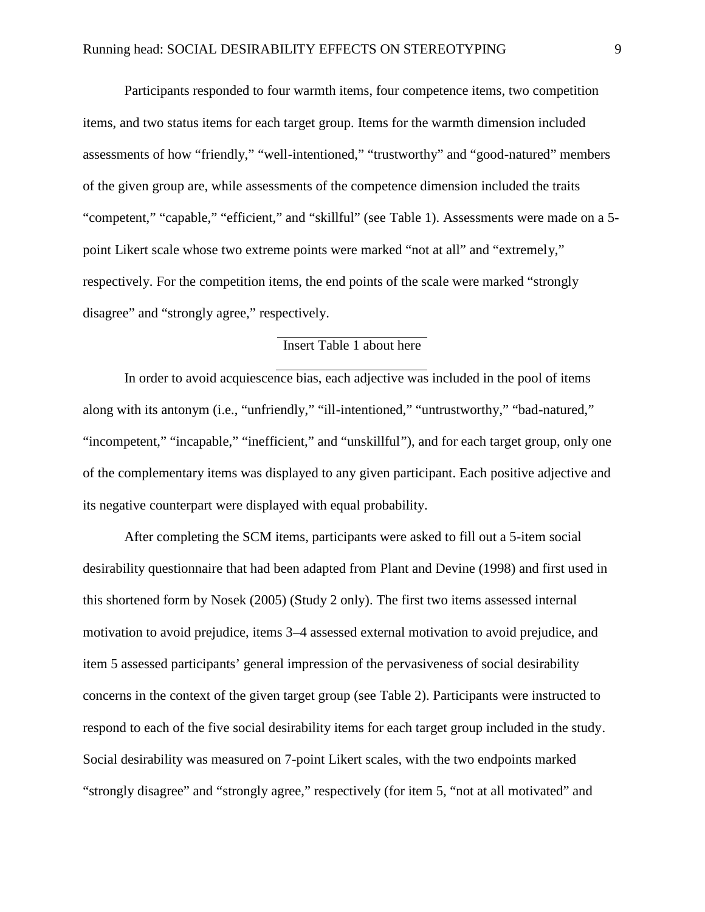Participants responded to four warmth items, four competence items, two competition items, and two status items for each target group. Items for the warmth dimension included assessments of how “friendly,” “well-intentioned,” “trustworthy” and “good-natured” members of the given group are, while assessments of the competence dimension included the traits “competent,” “capable,” “efficient,” and “skillful” (see Table 1). Assessments were made on a 5-point Likert scale whose two extreme points were marked “not at all” and “extremely,” respectively. For the competition items, the end points of the scale were marked “strongly disagree” and “strongly agree,” respectively.

Insert Table 1 about here

In order to avoid acquiescence bias, each adjective was included in the pool of items along with its antonym (i.e., “unfriendly,” “ill-intentioned,” “untrustworthy,” “bad-natured,” “incompetent,” “incapable,” “inefficient,” and “unskillful”), and for each target group, only one of the complementary items was displayed to any given participant. Each positive adjective and its negative counterpart were displayed with equal probability.

After completing the SCM items, participants were asked to fill out a 5-item social desirability questionnaire that had been adapted from Plant and Devine (1998) and first used in this shortened form by Nosek (2005) (Study 2 only). The first two items assessed internal motivation to avoid prejudice, items 3–4 assessed external motivation to avoid prejudice, and item 5 assessed participants’ general impression of the pervasiveness of social desirability concerns in the context of the given target group (see Table 2). Participants were instructed to respond to each of the five social desirability items for each target group included in the study. Social desirability was measured on 7-point Likert scales, with the two endpoints marked “strongly disagree” and “strongly agree,” respectively (for item 5, “not at all motivated” and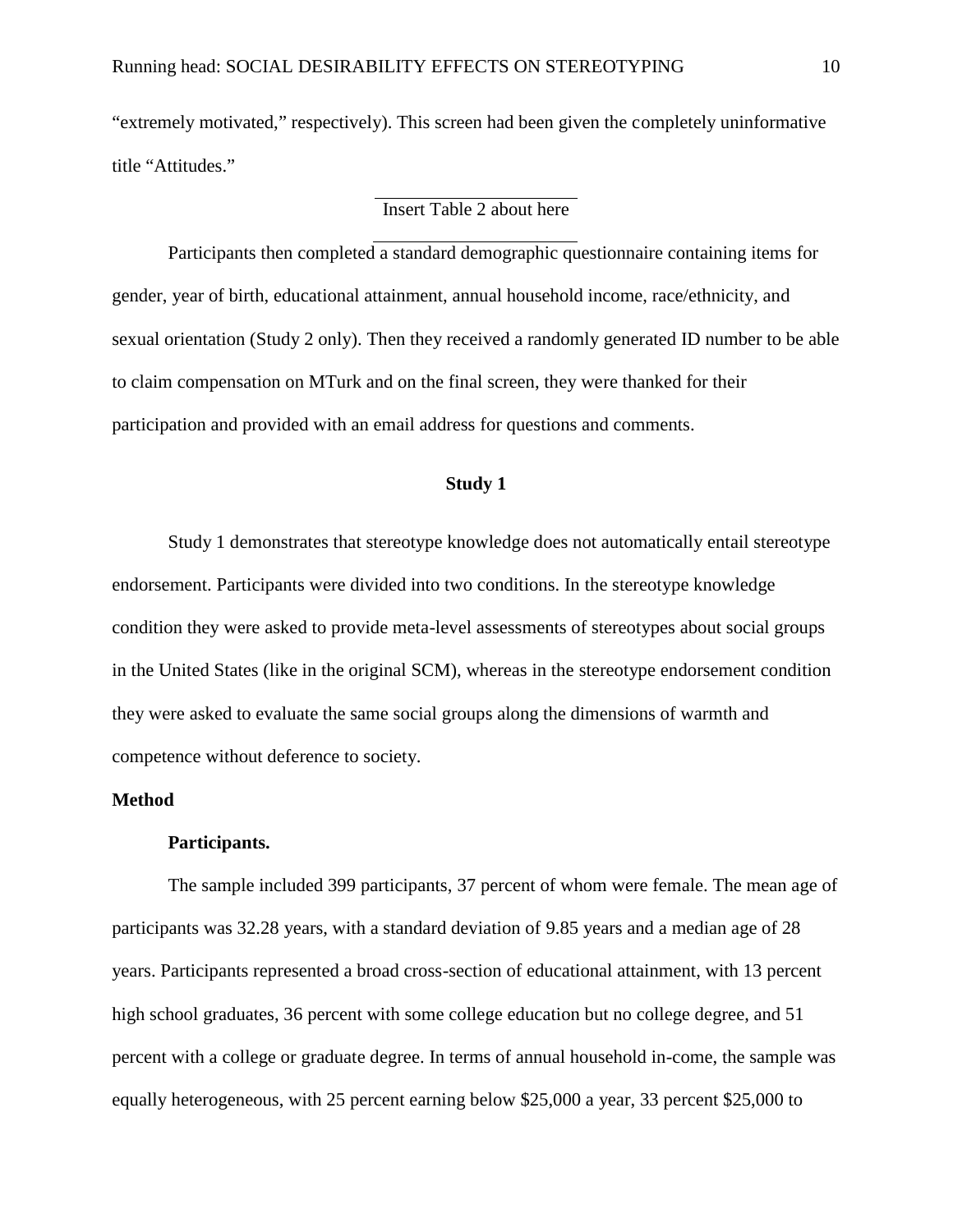"extremely motivated," respectively). This screen had been given the completely uninformative title "Attitudes."

Insert Table 2 about here

Participants then completed a standard demographic questionnaire containing items for gender, year of birth, educational attainment, annual household income, race/ethnicity, and sexual orientation (Study 2 only). Then they received a randomly generated ID number to be able to claim compensation on MTurk and on the final screen, they were thanked for their participation and provided with an email address for questions and comments.

## Study 1

Study 1 demonstrates that stereotype knowledge does not automatically entail stereotype endorsement. Participants were divided into two conditions. In the stereotype knowledge condition they were asked to provide meta-level assessments of stereotypes about social groups in the United States (like in the original SCM), whereas in the stereotype endorsement condition they were asked to evaluate the same social groups along the dimensions of warmth and competence without deference to society.

### Method

#### Participants.

The sample included 399 participants, 37 percent of whom were female. The mean age of participants was 32.28 years, with a standard deviation of 9.85 years and a median age of 28 years. Participants represented a broad cross-section of educational attainment, with 13 percent high school graduates, 36 percent with some college education but no college degree, and 51 percent with a college or graduate degree. In terms of annual household in-come, the sample was equally heterogeneous, with 25 percent earning below $25,000 a year, 33 percent $25,000 to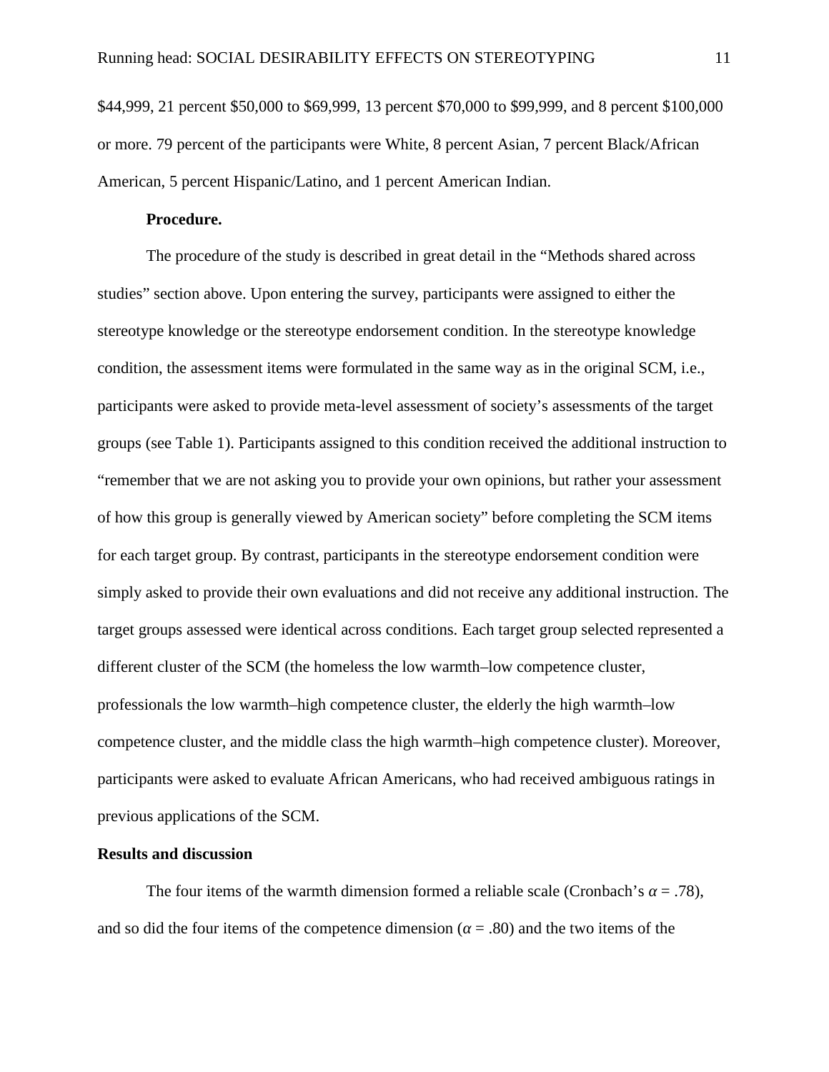$44,999, 21 percent $50,000 to $69,999, 13 percent $70,000 to $99,999, and 8 percent $100,000 or more. 79 percent of the participants were White, 8 percent Asian, 7 percent Black/African American, 5 percent Hispanic/Latino, and 1 percent American Indian.

**Procedure.**

The procedure of the study is described in great detail in the "Methods shared across studies" section above. Upon entering the survey, participants were assigned to either the stereotype knowledge or the stereotype endorsement condition. In the stereotype knowledge condition, the assessment items were formulated in the same way as in the original SCM, i.e., participants were asked to provide meta-level assessment of society's assessments of the target groups (see Table 1). Participants assigned to this condition received the additional instruction to "remember that we are not asking you to provide your own opinions, but rather your assessment of how this group is generally viewed by American society" before completing the SCM items for each target group. By contrast, participants in the stereotype endorsement condition were simply asked to provide their own evaluations and did not receive any additional instruction. The target groups assessed were identical across conditions. Each target group selected represented a different cluster of the SCM (the homeless the low warmth–low competence cluster, professionals the low warmth–high competence cluster, the elderly the high warmth–low competence cluster, and the middle class the high warmth–high competence cluster). Moreover, participants were asked to evaluate African Americans, who had received ambiguous ratings in previous applications of the SCM.

## Results and discussion

The four items of the warmth dimension formed a reliable scale (Cronbach's $\alpha = .78$), and so did the four items of the competence dimension ($\alpha = .80$) and the two items of the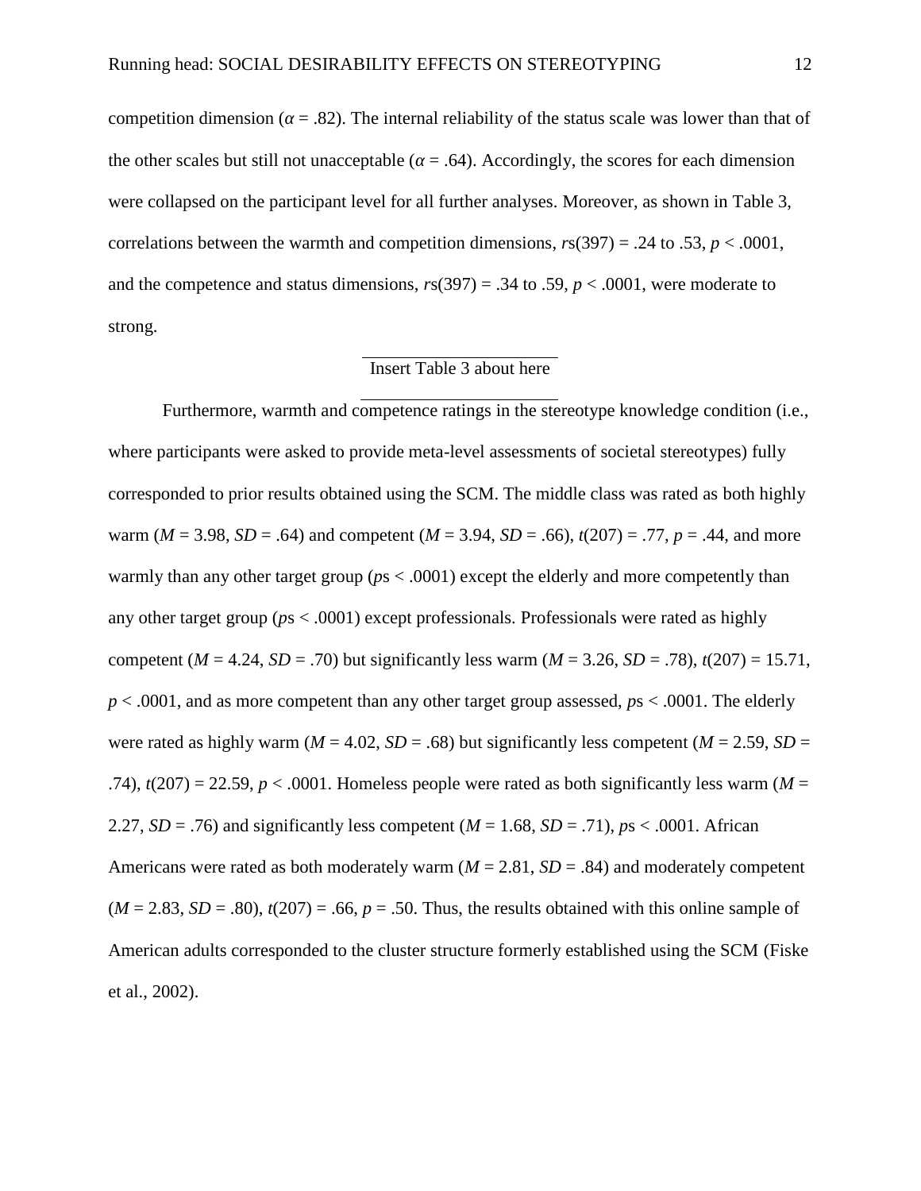competition dimension ($\alpha = .82$). The internal reliability of the status scale was lower than that of the other scales but still not unacceptable ($\alpha = .64$). Accordingly, the scores for each dimension were collapsed on the participant level for all further analyses. Moreover, as shown in Table 3, correlations between the warmth and competition dimensions, $rs(397) = .24$ to $.53$, $p < .0001$, and the competence and status dimensions, $rs(397) = .34$ to $.59$, $p < .0001$, were moderate to strong.

Insert Table 3 about here

Furthermore, warmth and competence ratings in the stereotype knowledge condition (i.e., where participants were asked to provide meta-level assessments of societal stereotypes) fully corresponded to prior results obtained using the SCM. The middle class was rated as both highly warm ($M = 3.98$, $SD = .64$) and competent ($M = 3.94$, $SD = .66$), $t(207) = .77$, $p = .44$, and more warmly than any other target group ($p$s $< .0001$) except the elderly and more competently than any other target group ($p$s $< .0001$) except professionals. Professionals were rated as highly competent ($M = 4.24$, $SD = .70$) but significantly less warm ($M = 3.26$, $SD = .78$), $t(207) = 15.71$, $p < .0001$, and as more competent than any other target group assessed, $p$s $< .0001$. The elderly were rated as highly warm ($M = 4.02$, $SD = .68$) but significantly less competent ($M = 2.59$, $SD = .74$), $t(207) = 22.59$, $p < .0001$. Homeless people were rated as both significantly less warm ($M = 2.27$, $SD = .76$) and significantly less competent ($M = 1.68$, $SD = .71$), $p$s $< .0001$. African Americans were rated as both moderately warm ($M = 2.81$, $SD = .84$) and moderately competent ($M = 2.83$, $SD = .80$), $t(207) = .66$, $p = .50$. Thus, the results obtained with this online sample of American adults corresponded to the cluster structure formerly established using the SCM (Fiske et al., 2002).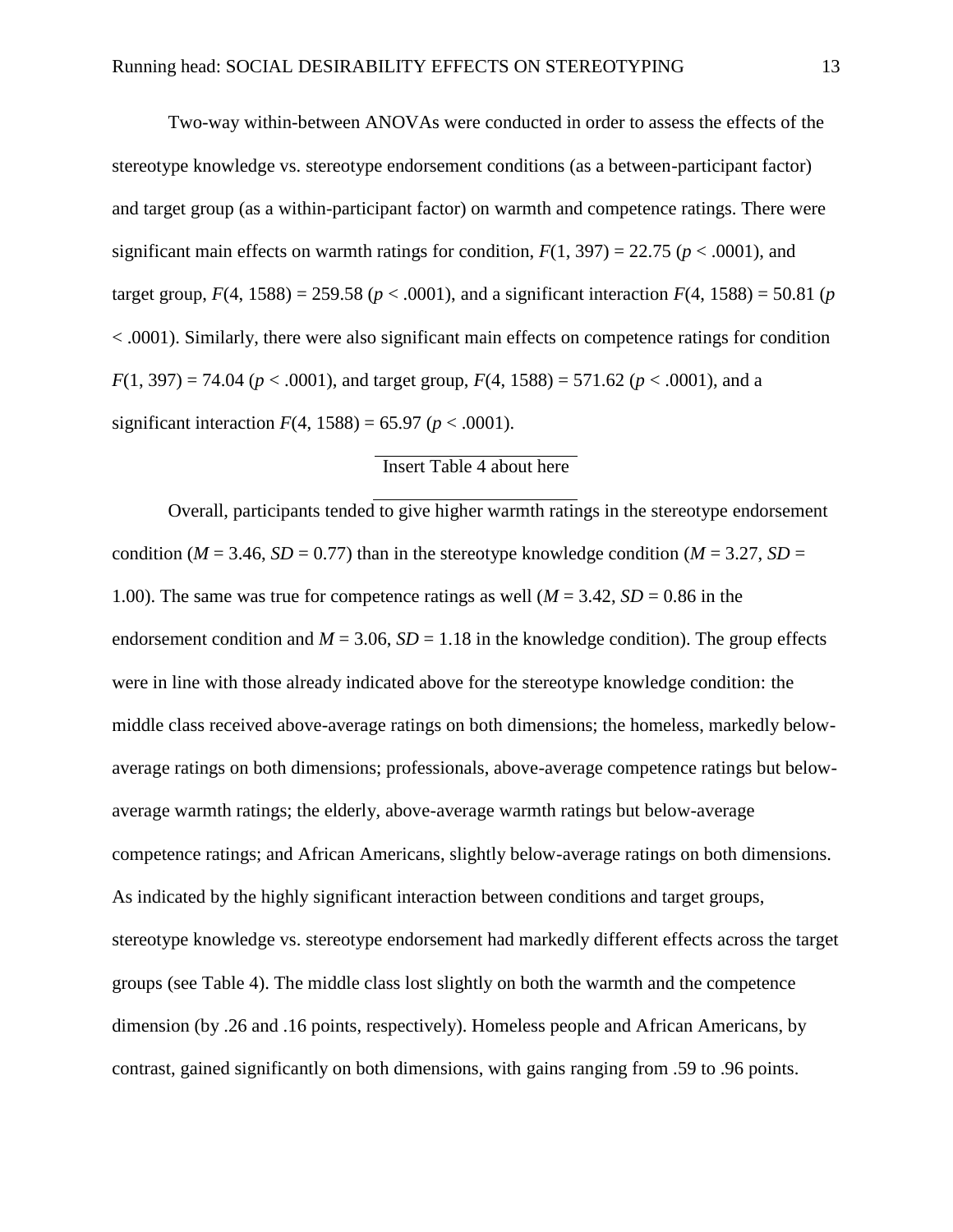Two-way within-between ANOVAs were conducted in order to assess the effects of the stereotype knowledge vs. stereotype endorsement conditions (as a between-participant factor) and target group (as a within-participant factor) on warmth and competence ratings. There were significant main effects on warmth ratings for condition, $F(1, 397) = 22.75$ ($p < .0001$), and target group, $F(4, 1588) = 259.58$ ($p < .0001$), and a significant interaction $F(4, 1588) = 50.81$ ($p < .0001$). Similarly, there were also significant main effects on competence ratings for condition $F(1, 397) = 74.04$ ($p < .0001$), and target group, $F(4, 1588) = 571.62$ ($p < .0001$), and a significant interaction $F(4, 1588) = 65.97$ ($p < .0001$).

Insert Table 4 about here

Overall, participants tended to give higher warmth ratings in the stereotype endorsement condition ($M = 3.46$, $SD = 0.77$) than in the stereotype knowledge condition ($M = 3.27$, $SD = 1.00$). The same was true for competence ratings as well ($M = 3.42$, $SD = 0.86$ in the endorsement condition and $M = 3.06$, $SD = 1.18$ in the knowledge condition). The group effects were in line with those already indicated above for the stereotype knowledge condition: the middle class received above-average ratings on both dimensions; the homeless, markedly below-average ratings on both dimensions; professionals, above-average competence ratings but below-average warmth ratings; the elderly, above-average warmth ratings but below-average competence ratings; and African Americans, slightly below-average ratings on both dimensions. As indicated by the highly significant interaction between conditions and target groups, stereotype knowledge vs. stereotype endorsement had markedly different effects across the target groups (see Table 4). The middle class lost slightly on both the warmth and the competence dimension (by .26 and .16 points, respectively). Homeless people and African Americans, by contrast, gained significantly on both dimensions, with gains ranging from .59 to .96 points.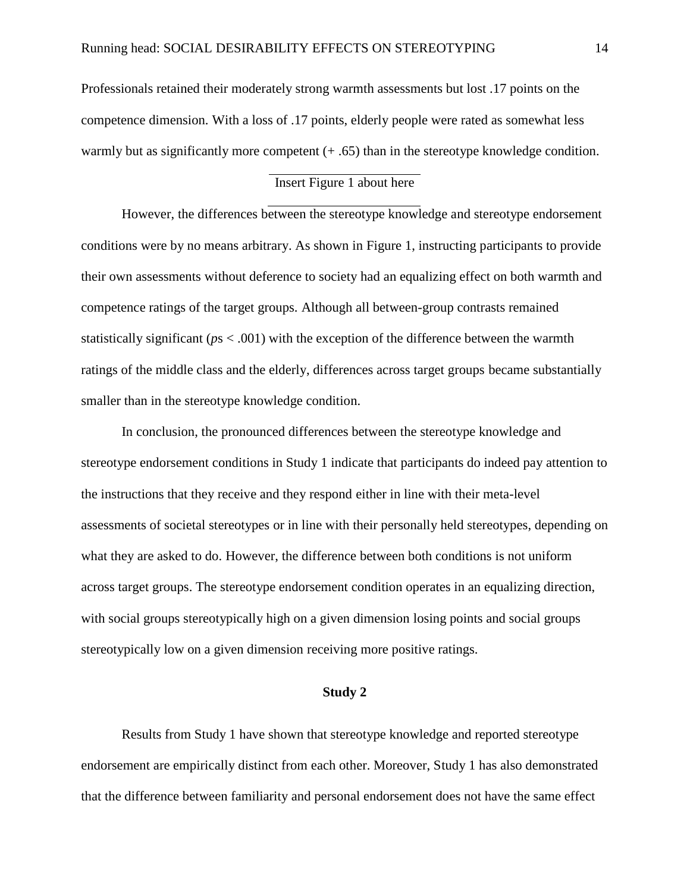Professionals retained their moderately strong warmth assessments but lost .17 points on the competence dimension. With a loss of .17 points, elderly people were rated as somewhat less warmly but as significantly more competent (+ .65) than in the stereotype knowledge condition.

Insert Figure 1 about here

However, the differences between the stereotype knowledge and stereotype endorsement conditions were by no means arbitrary. As shown in Figure 1, instructing participants to provide their own assessments without deference to society had an equalizing effect on both warmth and competence ratings of the target groups. Although all between-group contrasts remained statistically significant ($p$s < .001) with the exception of the difference between the warmth ratings of the middle class and the elderly, differences across target groups became substantially smaller than in the stereotype knowledge condition.

In conclusion, the pronounced differences between the stereotype knowledge and stereotype endorsement conditions in Study 1 indicate that participants do indeed pay attention to the instructions that they receive and they respond either in line with their meta-level assessments of societal stereotypes or in line with their personally held stereotypes, depending on what they are asked to do. However, the difference between both conditions is not uniform across target groups. The stereotype endorsement condition operates in an equalizing direction, with social groups stereotypically high on a given dimension losing points and social groups stereotypically low on a given dimension receiving more positive ratings.

## Study 2

Results from Study 1 have shown that stereotype knowledge and reported stereotype endorsement are empirically distinct from each other. Moreover, Study 1 has also demonstrated that the difference between familiarity and personal endorsement does not have the same effect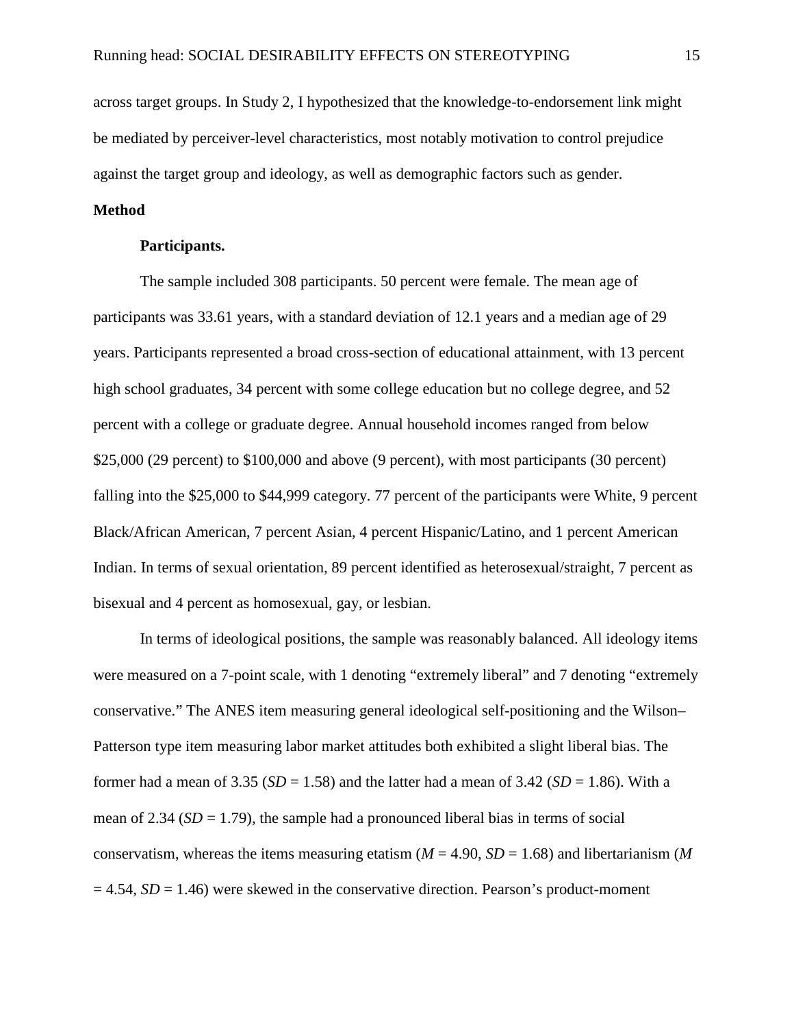across target groups. In Study 2, I hypothesized that the knowledge-to-endorsement link might be mediated by perceiver-level characteristics, most notably motivation to control prejudice against the target group and ideology, as well as demographic factors such as gender.

## Method

### Participants.

The sample included 308 participants. 50 percent were female. The mean age of participants was 33.61 years, with a standard deviation of 12.1 years and a median age of 29 years. Participants represented a broad cross-section of educational attainment, with 13 percent high school graduates, 34 percent with some college education but no college degree, and 52 percent with a college or graduate degree. Annual household incomes ranged from below $25,000 (29 percent) to $100,000 and above (9 percent), with most participants (30 percent) falling into the $25,000 to $44,999 category. 77 percent of the participants were White, 9 percent Black/African American, 7 percent Asian, 4 percent Hispanic/Latino, and 1 percent American Indian. In terms of sexual orientation, 89 percent identified as heterosexual/straight, 7 percent as bisexual and 4 percent as homosexual, gay, or lesbian.

In terms of ideological positions, the sample was reasonably balanced. All ideology items were measured on a 7-point scale, with 1 denoting "extremely liberal" and 7 denoting "extremely conservative." The ANES item measuring general ideological self-positioning and the Wilson–Patterson type item measuring labor market attitudes both exhibited a slight liberal bias. The former had a mean of 3.35 ($SD$ = 1.58) and the latter had a mean of 3.42 ($SD$ = 1.86). With a mean of 2.34 ($SD$ = 1.79), the sample had a pronounced liberal bias in terms of social conservatism, whereas the items measuring etatism ($M$ = 4.90, $SD$ = 1.68) and libertarianism ($M$ = 4.54, $SD$ = 1.46) were skewed in the conservative direction. Pearson's product-moment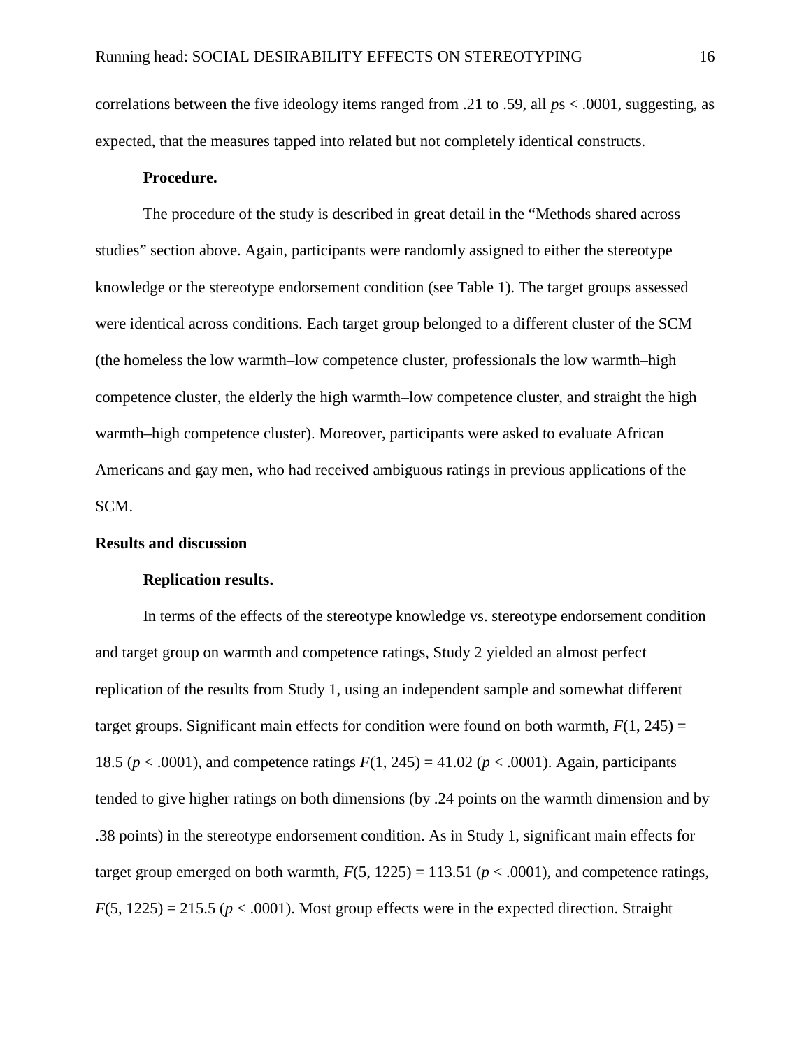correlations between the five ideology items ranged from .21 to .59, all $p$s < .0001, suggesting, as expected, that the measures tapped into related but not completely identical constructs.

**Procedure.**

The procedure of the study is described in great detail in the "Methods shared across studies" section above. Again, participants were randomly assigned to either the stereotype knowledge or the stereotype endorsement condition (see Table 1). The target groups assessed were identical across conditions. Each target group belonged to a different cluster of the SCM (the homeless the low warmth–low competence cluster, professionals the low warmth–high competence cluster, the elderly the high warmth–low competence cluster, and straight the high warmth–high competence cluster). Moreover, participants were asked to evaluate African Americans and gay men, who had received ambiguous ratings in previous applications of the SCM.

## Results and discussion

**Replication results.**

In terms of the effects of the stereotype knowledge vs. stereotype endorsement condition and target group on warmth and competence ratings, Study 2 yielded an almost perfect replication of the results from Study 1, using an independent sample and somewhat different target groups. Significant main effects for condition were found on both warmth, $F(1, 245) = 18.5$ ($p < .0001$), and competence ratings $F(1, 245) = 41.02$ ($p < .0001$). Again, participants tended to give higher ratings on both dimensions (by .24 points on the warmth dimension and by .38 points) in the stereotype endorsement condition. As in Study 1, significant main effects for target group emerged on both warmth, $F(5, 1225) = 113.51$ ($p < .0001$), and competence ratings, $F(5, 1225) = 215.5$ ($p < .0001$). Most group effects were in the expected direction. Straight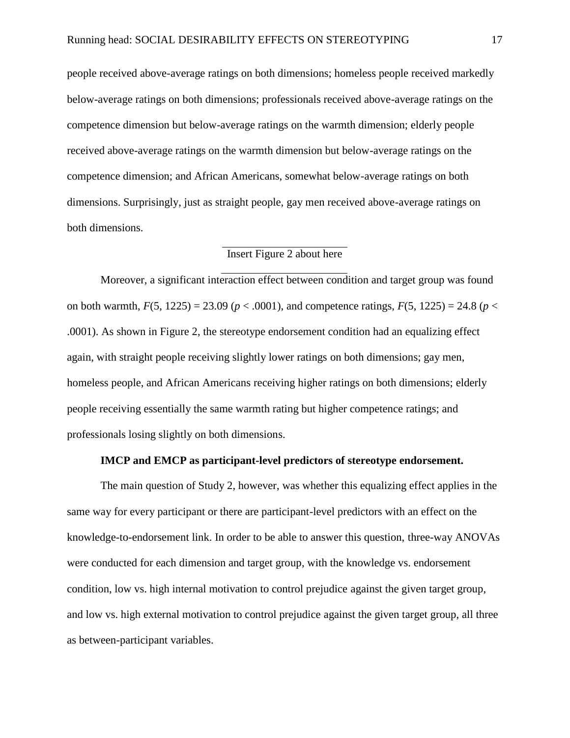people received above-average ratings on both dimensions; homeless people received markedly below-average ratings on both dimensions; professionals received above-average ratings on the competence dimension but below-average ratings on the warmth dimension; elderly people received above-average ratings on the warmth dimension but below-average ratings on the competence dimension; and African Americans, somewhat below-average ratings on both dimensions. Surprisingly, just as straight people, gay men received above-average ratings on both dimensions.

Insert Figure 2 about here

Moreover, a significant interaction effect between condition and target group was found on both warmth, $F(5, 1225) = 23.09$ ($p < .0001$), and competence ratings, $F(5, 1225) = 24.8$ ($p < .0001$). As shown in Figure 2, the stereotype endorsement condition had an equalizing effect again, with straight people receiving slightly lower ratings on both dimensions; gay men, homeless people, and African Americans receiving higher ratings on both dimensions; elderly people receiving essentially the same warmth rating but higher competence ratings; and professionals losing slightly on both dimensions.

**IMCP and EMCP as participant-level predictors of stereotype endorsement.**

The main question of Study 2, however, was whether this equalizing effect applies in the same way for every participant or there are participant-level predictors with an effect on the knowledge-to-endorsement link. In order to be able to answer this question, three-way ANOVAs were conducted for each dimension and target group, with the knowledge vs. endorsement condition, low vs. high internal motivation to control prejudice against the given target group, and low vs. high external motivation to control prejudice against the given target group, all three as between-participant variables.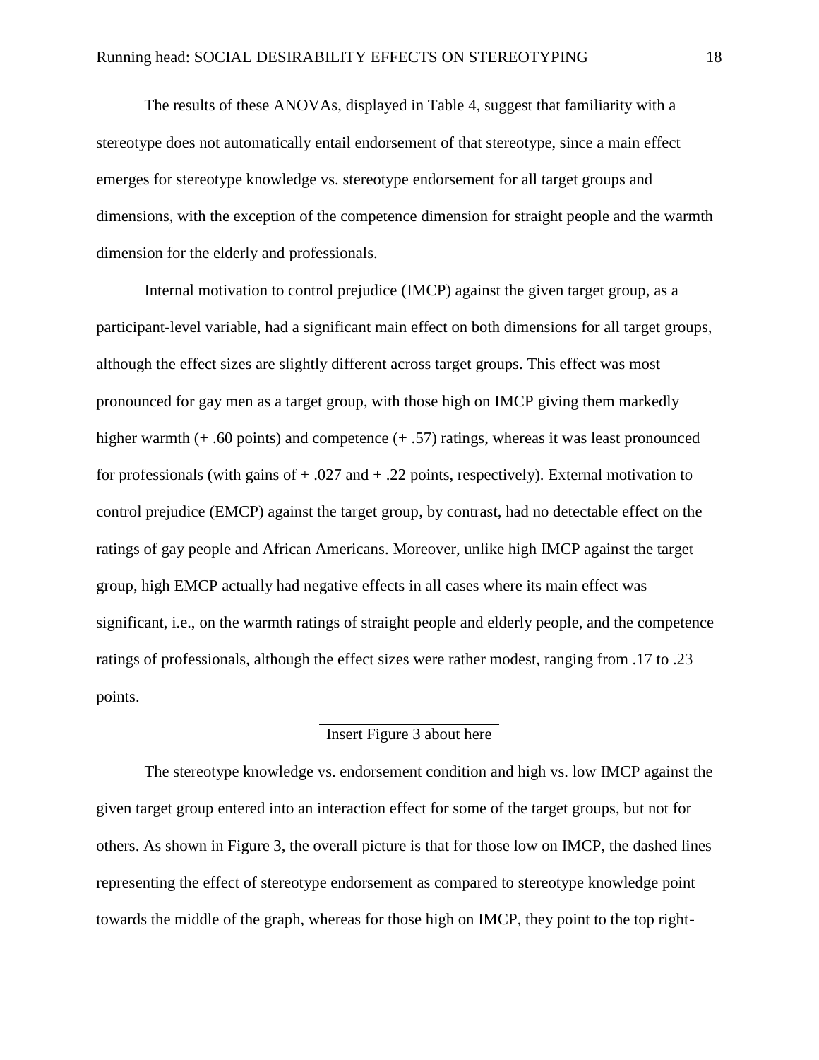The results of these ANOVAs, displayed in Table 4, suggest that familiarity with a stereotype does not automatically entail endorsement of that stereotype, since a main effect emerges for stereotype knowledge vs. stereotype endorsement for all target groups and dimensions, with the exception of the competence dimension for straight people and the warmth dimension for the elderly and professionals.

Internal motivation to control prejudice (IMCP) against the given target group, as a participant-level variable, had a significant main effect on both dimensions for all target groups, although the effect sizes are slightly different across target groups. This effect was most pronounced for gay men as a target group, with those high on IMCP giving them markedly higher warmth (+ .60 points) and competence (+ .57) ratings, whereas it was least pronounced for professionals (with gains of + .027 and + .22 points, respectively). External motivation to control prejudice (EMCP) against the target group, by contrast, had no detectable effect on the ratings of gay people and African Americans. Moreover, unlike high IMCP against the target group, high EMCP actually had negative effects in all cases where its main effect was significant, i.e., on the warmth ratings of straight people and elderly people, and the competence ratings of professionals, although the effect sizes were rather modest, ranging from .17 to .23 points.

Insert Figure 3 about here

The stereotype knowledge vs. endorsement condition and high vs. low IMCP against the given target group entered into an interaction effect for some of the target groups, but not for others. As shown in Figure 3, the overall picture is that for those low on IMCP, the dashed lines representing the effect of stereotype endorsement as compared to stereotype knowledge point towards the middle of the graph, whereas for those high on IMCP, they point to the top right-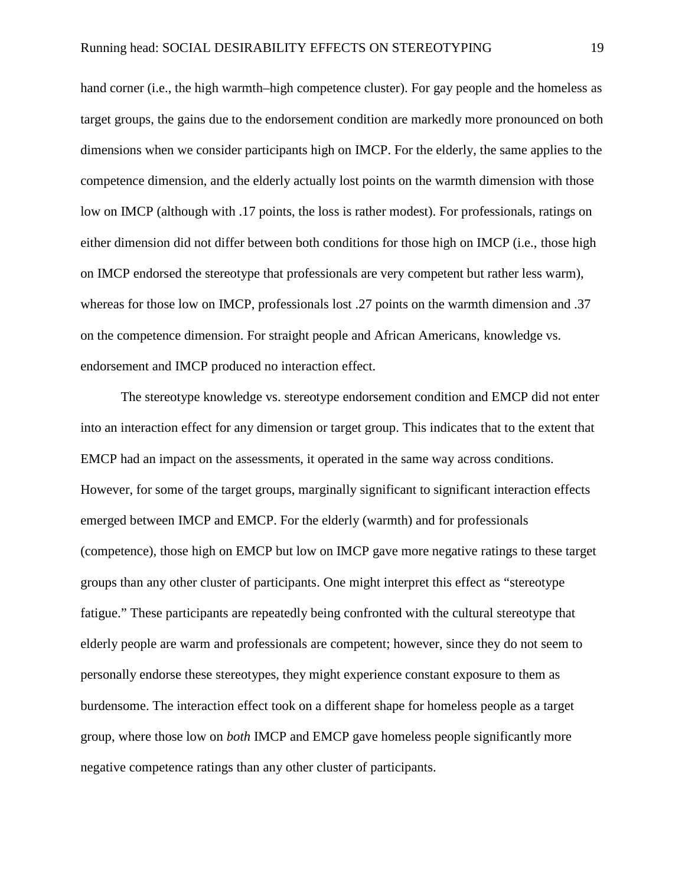hand corner (i.e., the high warmth–high competence cluster). For gay people and the homeless as target groups, the gains due to the endorsement condition are markedly more pronounced on both dimensions when we consider participants high on IMCP. For the elderly, the same applies to the competence dimension, and the elderly actually lost points on the warmth dimension with those low on IMCP (although with .17 points, the loss is rather modest). For professionals, ratings on either dimension did not differ between both conditions for those high on IMCP (i.e., those high on IMCP endorsed the stereotype that professionals are very competent but rather less warm), whereas for those low on IMCP, professionals lost .27 points on the warmth dimension and .37 on the competence dimension. For straight people and African Americans, knowledge vs. endorsement and IMCP produced no interaction effect.

The stereotype knowledge vs. stereotype endorsement condition and EMCP did not enter into an interaction effect for any dimension or target group. This indicates that to the extent that EMCP had an impact on the assessments, it operated in the same way across conditions. However, for some of the target groups, marginally significant to significant interaction effects emerged between IMCP and EMCP. For the elderly (warmth) and for professionals (competence), those high on EMCP but low on IMCP gave more negative ratings to these target groups than any other cluster of participants. One might interpret this effect as "stereotype fatigue." These participants are repeatedly being confronted with the cultural stereotype that elderly people are warm and professionals are competent; however, since they do not seem to personally endorse these stereotypes, they might experience constant exposure to them as burdensome. The interaction effect took on a different shape for homeless people as a target group, where those low on *both* IMCP and EMCP gave homeless people significantly more negative competence ratings than any other cluster of participants.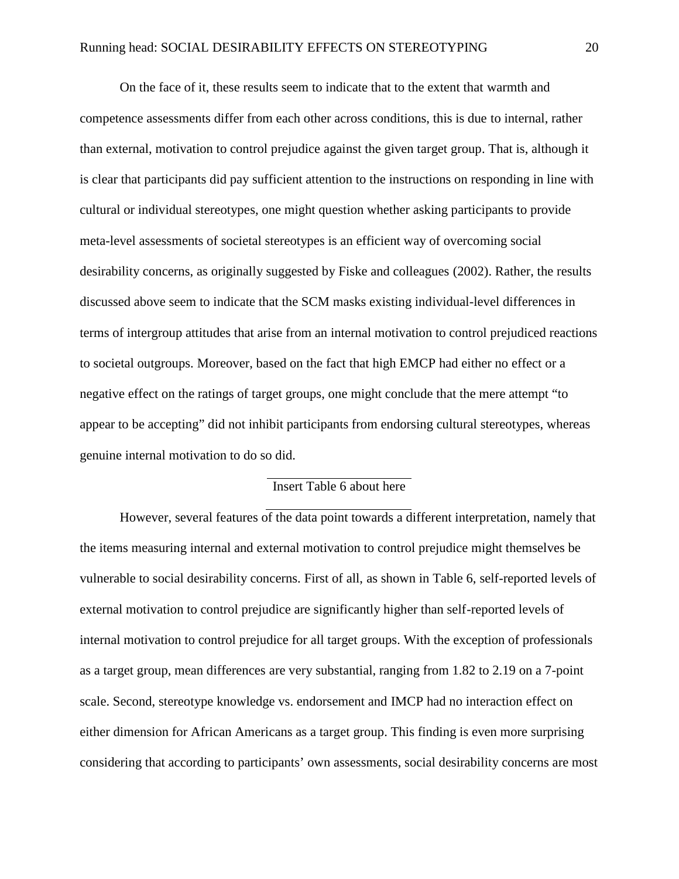On the face of it, these results seem to indicate that to the extent that warmth and competence assessments differ from each other across conditions, this is due to internal, rather than external, motivation to control prejudice against the given target group. That is, although it is clear that participants did pay sufficient attention to the instructions on responding in line with cultural or individual stereotypes, one might question whether asking participants to provide meta-level assessments of societal stereotypes is an efficient way of overcoming social desirability concerns, as originally suggested by Fiske and colleagues (2002). Rather, the results discussed above seem to indicate that the SCM masks existing individual-level differences in terms of intergroup attitudes that arise from an internal motivation to control prejudiced reactions to societal outgroups. Moreover, based on the fact that high EMCP had either no effect or a negative effect on the ratings of target groups, one might conclude that the mere attempt "to appear to be accepting" did not inhibit participants from endorsing cultural stereotypes, whereas genuine internal motivation to do so did.

Insert Table 6 about here

However, several features of the data point towards a different interpretation, namely that the items measuring internal and external motivation to control prejudice might themselves be vulnerable to social desirability concerns. First of all, as shown in Table 6, self-reported levels of external motivation to control prejudice are significantly higher than self-reported levels of internal motivation to control prejudice for all target groups. With the exception of professionals as a target group, mean differences are very substantial, ranging from 1.82 to 2.19 on a 7-point scale. Second, stereotype knowledge vs. endorsement and IMCP had no interaction effect on either dimension for African Americans as a target group. This finding is even more surprising considering that according to participants' own assessments, social desirability concerns are most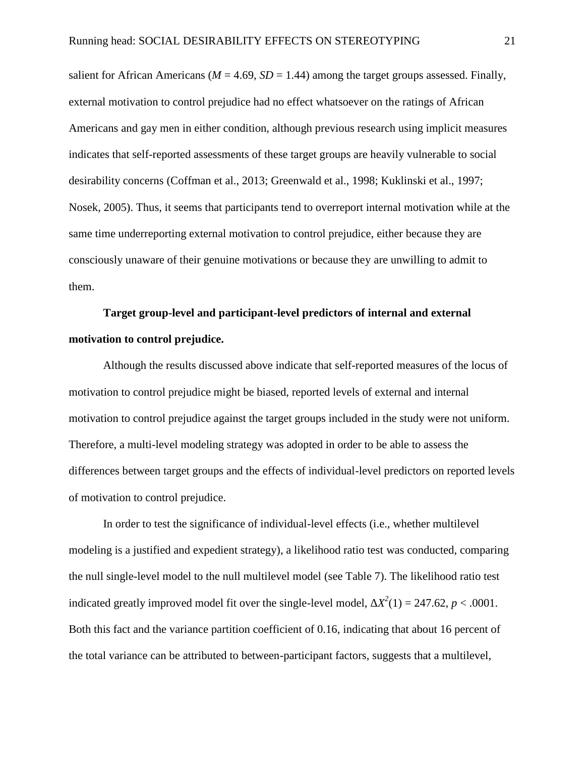salient for African Americans ($M$ = 4.69, $SD$ = 1.44) among the target groups assessed. Finally, external motivation to control prejudice had no effect whatsoever on the ratings of African Americans and gay men in either condition, although previous research using implicit measures indicates that self-reported assessments of these target groups are heavily vulnerable to social desirability concerns (Coffman et al., 2013; Greenwald et al., 1998; Kuklinski et al., 1997; Nosek, 2005). Thus, it seems that participants tend to overreport internal motivation while at the same time underreporting external motivation to control prejudice, either because they are consciously unaware of their genuine motivations or because they are unwilling to admit to them.

**Target group-level and participant-level predictors of internal and external motivation to control prejudice.**

Although the results discussed above indicate that self-reported measures of the locus of motivation to control prejudice might be biased, reported levels of external and internal motivation to control prejudice against the target groups included in the study were not uniform. Therefore, a multi-level modeling strategy was adopted in order to be able to assess the differences between target groups and the effects of individual-level predictors on reported levels of motivation to control prejudice.

In order to test the significance of individual-level effects (i.e., whether multilevel modeling is a justified and expedient strategy), a likelihood ratio test was conducted, comparing the null single-level model to the null multilevel model (see Table 7). The likelihood ratio test indicated greatly improved model fit over the single-level model, $\Delta X^2(1) = 247.62$, $p < .0001$. Both this fact and the variance partition coefficient of 0.16, indicating that about 16 percent of the total variance can be attributed to between-participant factors, suggests that a multilevel,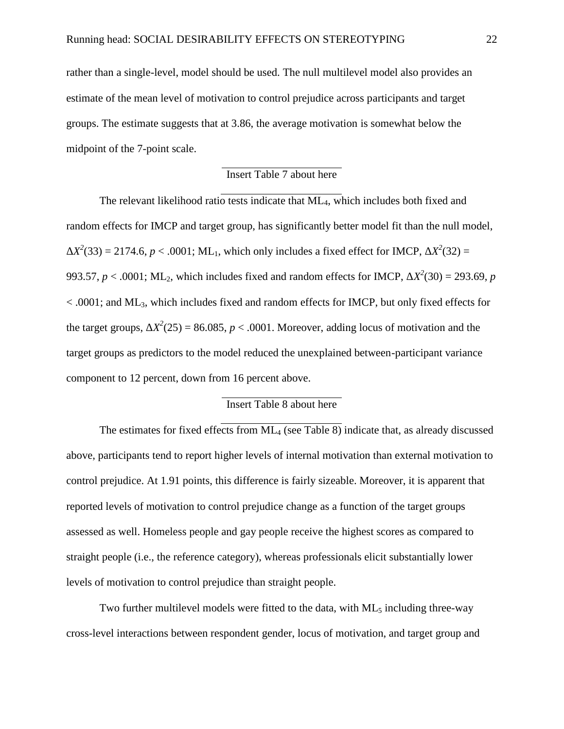rather than a single-level, model should be used. The null multilevel model also provides an estimate of the mean level of motivation to control prejudice across participants and target groups. The estimate suggests that at 3.86, the average motivation is somewhat below the midpoint of the 7-point scale.

Insert Table 7 about here

The relevant likelihood ratio tests indicate that $ML_4$, which includes both fixed and random effects for IMCP and target group, has significantly better model fit than the null model, $\Delta X^2(33) = 2174.6$, $p < .0001$; $ML_1$, which only includes a fixed effect for IMCP, $\Delta X^2(32) = 993.57$, $p < .0001$; $ML_2$, which includes fixed and random effects for IMCP, $\Delta X^2(30) = 293.69$, $p < .0001$; and $ML_3$, which includes fixed and random effects for IMCP, but only fixed effects for the target groups, $\Delta X^2(25) = 86.085$, $p < .0001$. Moreover, adding locus of motivation and the target groups as predictors to the model reduced the unexplained between-participant variance component to 12 percent, down from 16 percent above.

Insert Table 8 about here

The estimates for fixed effects from $ML_4$ (see Table 8) indicate that, as already discussed above, participants tend to report higher levels of internal motivation than external motivation to control prejudice. At 1.91 points, this difference is fairly sizeable. Moreover, it is apparent that reported levels of motivation to control prejudice change as a function of the target groups assessed as well. Homeless people and gay people receive the highest scores as compared to straight people (i.e., the reference category), whereas professionals elicit substantially lower levels of motivation to control prejudice than straight people.

Two further multilevel models were fitted to the data, with $ML_5$ including three-way cross-level interactions between respondent gender, locus of motivation, and target group and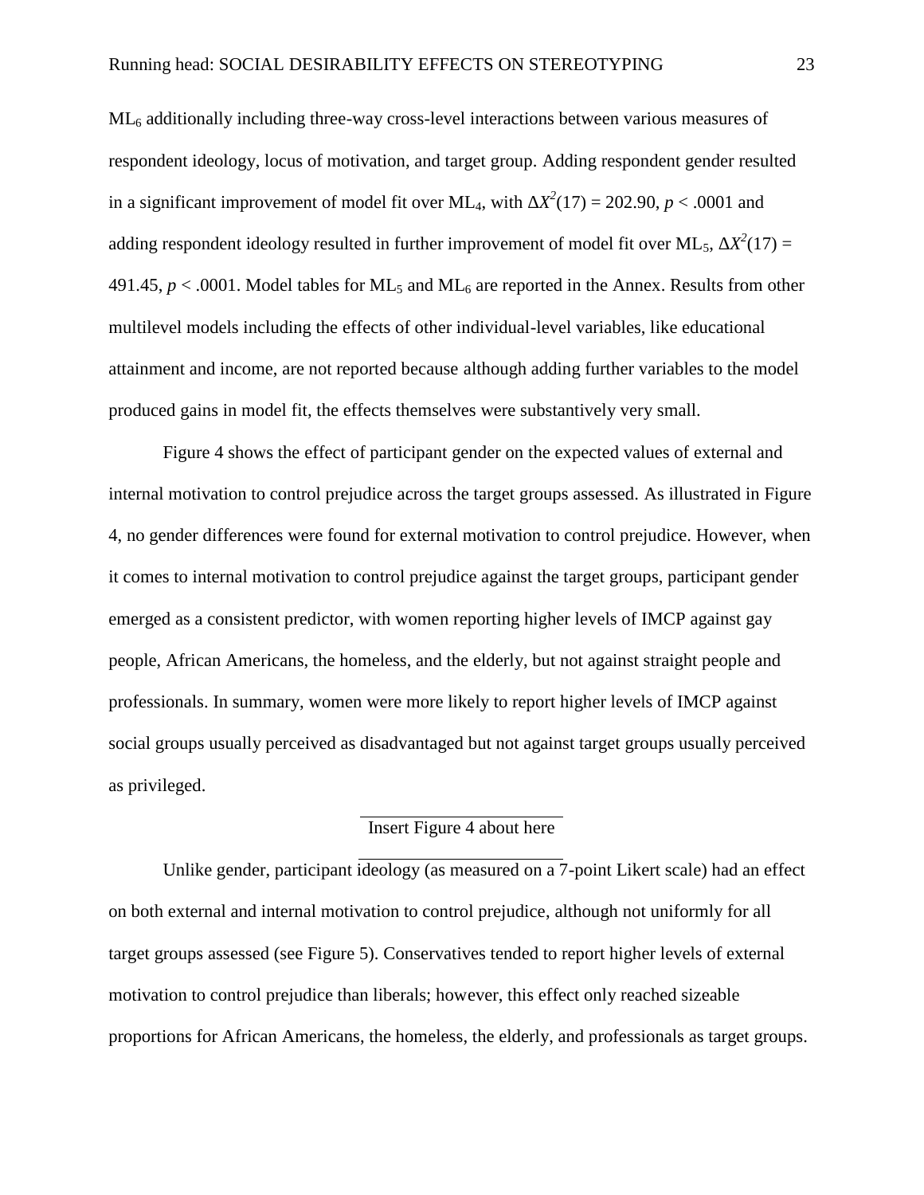$ML_6$ additionally including three-way cross-level interactions between various measures of respondent ideology, locus of motivation, and target group. Adding respondent gender resulted in a significant improvement of model fit over $ML_4$, with $\Delta X^2(17) = 202.90$, $p < .0001$ and adding respondent ideology resulted in further improvement of model fit over $ML_5$, $\Delta X^2(17) = 491.45$, $p < .0001$. Model tables for $ML_5$ and $ML_6$ are reported in the Annex. Results from other multilevel models including the effects of other individual-level variables, like educational attainment and income, are not reported because although adding further variables to the model produced gains in model fit, the effects themselves were substantively very small.

Figure 4 shows the effect of participant gender on the expected values of external and internal motivation to control prejudice across the target groups assessed. As illustrated in Figure 4, no gender differences were found for external motivation to control prejudice. However, when it comes to internal motivation to control prejudice against the target groups, participant gender emerged as a consistent predictor, with women reporting higher levels of IMCP against gay people, African Americans, the homeless, and the elderly, but not against straight people and professionals. In summary, women were more likely to report higher levels of IMCP against social groups usually perceived as disadvantaged but not against target groups usually perceived as privileged.

Insert Figure 4 about here

Unlike gender, participant ideology (as measured on a 7-point Likert scale) had an effect on both external and internal motivation to control prejudice, although not uniformly for all target groups assessed (see Figure 5). Conservatives tended to report higher levels of external motivation to control prejudice than liberals; however, this effect only reached sizeable proportions for African Americans, the homeless, the elderly, and professionals as target groups.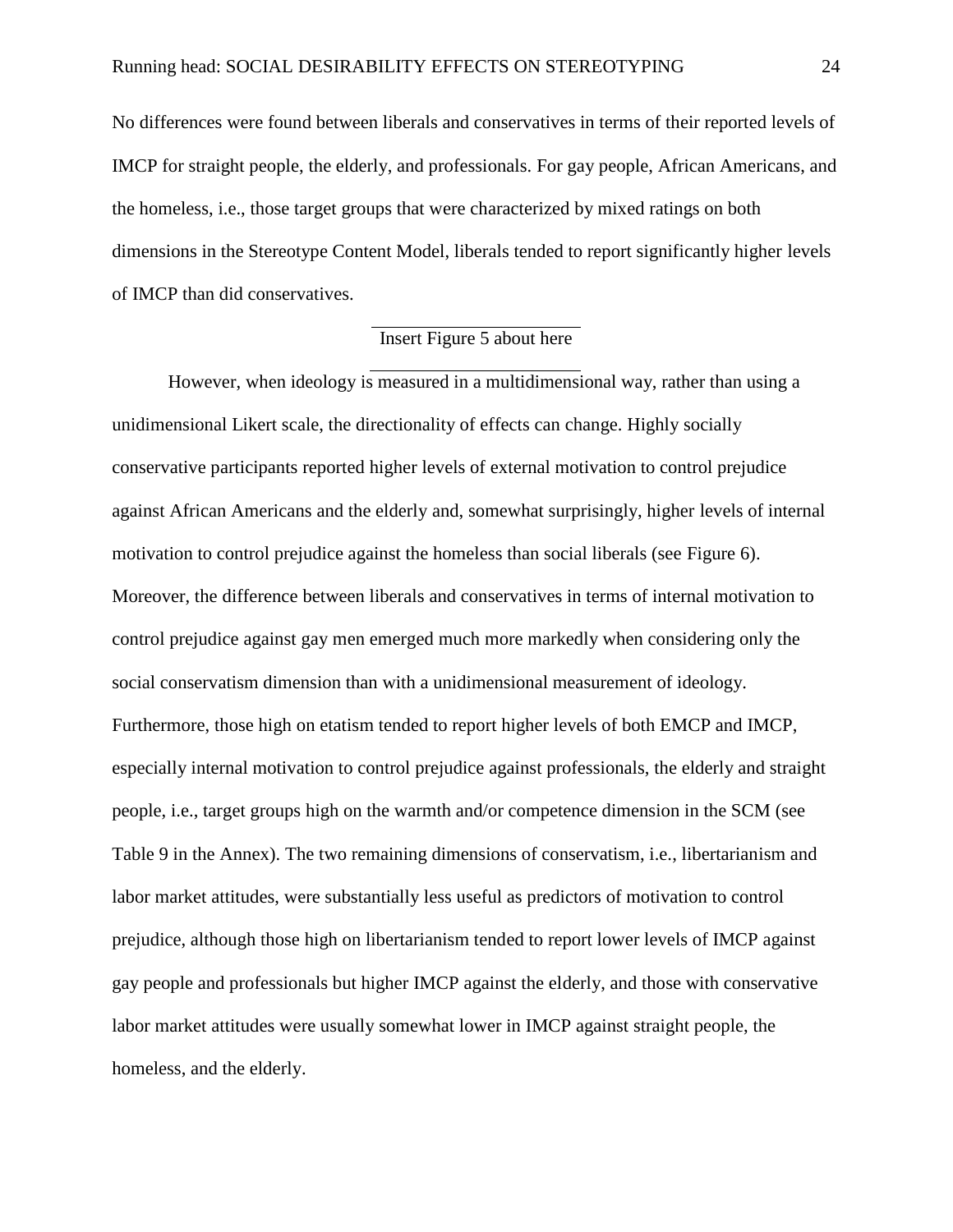No differences were found between liberals and conservatives in terms of their reported levels of IMCP for straight people, the elderly, and professionals. For gay people, African Americans, and the homeless, i.e., those target groups that were characterized by mixed ratings on both dimensions in the Stereotype Content Model, liberals tended to report significantly higher levels of IMCP than did conservatives.

Insert Figure 5 about here

However, when ideology is measured in a multidimensional way, rather than using a unidimensional Likert scale, the directionality of effects can change. Highly socially conservative participants reported higher levels of external motivation to control prejudice against African Americans and the elderly and, somewhat surprisingly, higher levels of internal motivation to control prejudice against the homeless than social liberals (see Figure 6). Moreover, the difference between liberals and conservatives in terms of internal motivation to control prejudice against gay men emerged much more markedly when considering only the social conservatism dimension than with a unidimensional measurement of ideology. Furthermore, those high on etatism tended to report higher levels of both EMCP and IMCP, especially internal motivation to control prejudice against professionals, the elderly and straight people, i.e., target groups high on the warmth and/or competence dimension in the SCM (see Table 9 in the Annex). The two remaining dimensions of conservatism, i.e., libertarianism and labor market attitudes, were substantially less useful as predictors of motivation to control prejudice, although those high on libertarianism tended to report lower levels of IMCP against gay people and professionals but higher IMCP against the elderly, and those with conservative labor market attitudes were usually somewhat lower in IMCP against straight people, the homeless, and the elderly.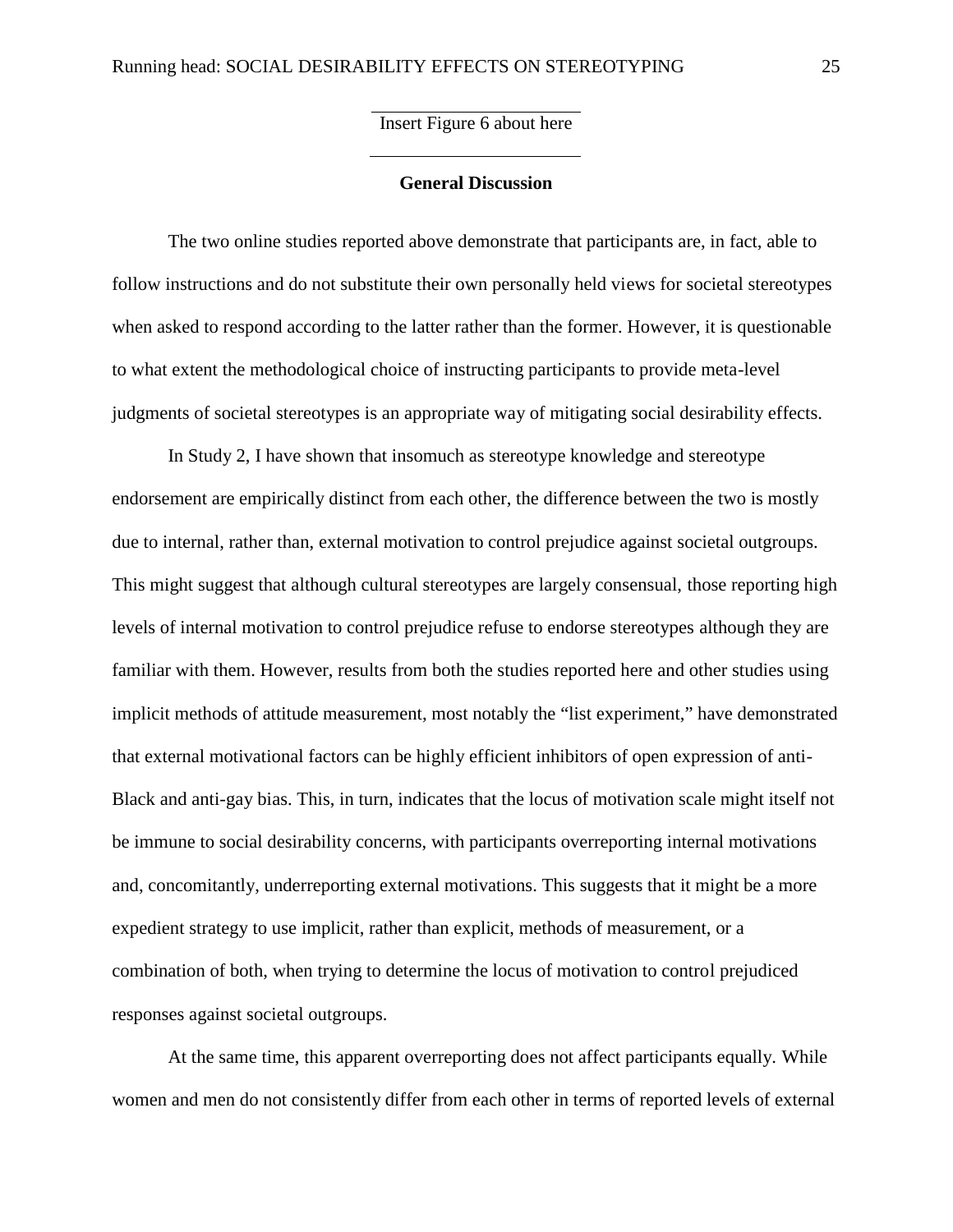Insert Figure 6 about here

## General Discussion

The two online studies reported above demonstrate that participants are, in fact, able to follow instructions and do not substitute their own personally held views for societal stereotypes when asked to respond according to the latter rather than the former. However, it is questionable to what extent the methodological choice of instructing participants to provide meta-level judgments of societal stereotypes is an appropriate way of mitigating social desirability effects.

In Study 2, I have shown that insomuch as stereotype knowledge and stereotype endorsement are empirically distinct from each other, the difference between the two is mostly due to internal, rather than, external motivation to control prejudice against societal outgroups. This might suggest that although cultural stereotypes are largely consensual, those reporting high levels of internal motivation to control prejudice refuse to endorse stereotypes although they are familiar with them. However, results from both the studies reported here and other studies using implicit methods of attitude measurement, most notably the "list experiment," have demonstrated that external motivational factors can be highly efficient inhibitors of open expression of anti-Black and anti-gay bias. This, in turn, indicates that the locus of motivation scale might itself not be immune to social desirability concerns, with participants overreporting internal motivations and, concomitantly, underreporting external motivations. This suggests that it might be a more expedient strategy to use implicit, rather than explicit, methods of measurement, or a combination of both, when trying to determine the locus of motivation to control prejudiced responses against societal outgroups.

At the same time, this apparent overreporting does not affect participants equally. While women and men do not consistently differ from each other in terms of reported levels of external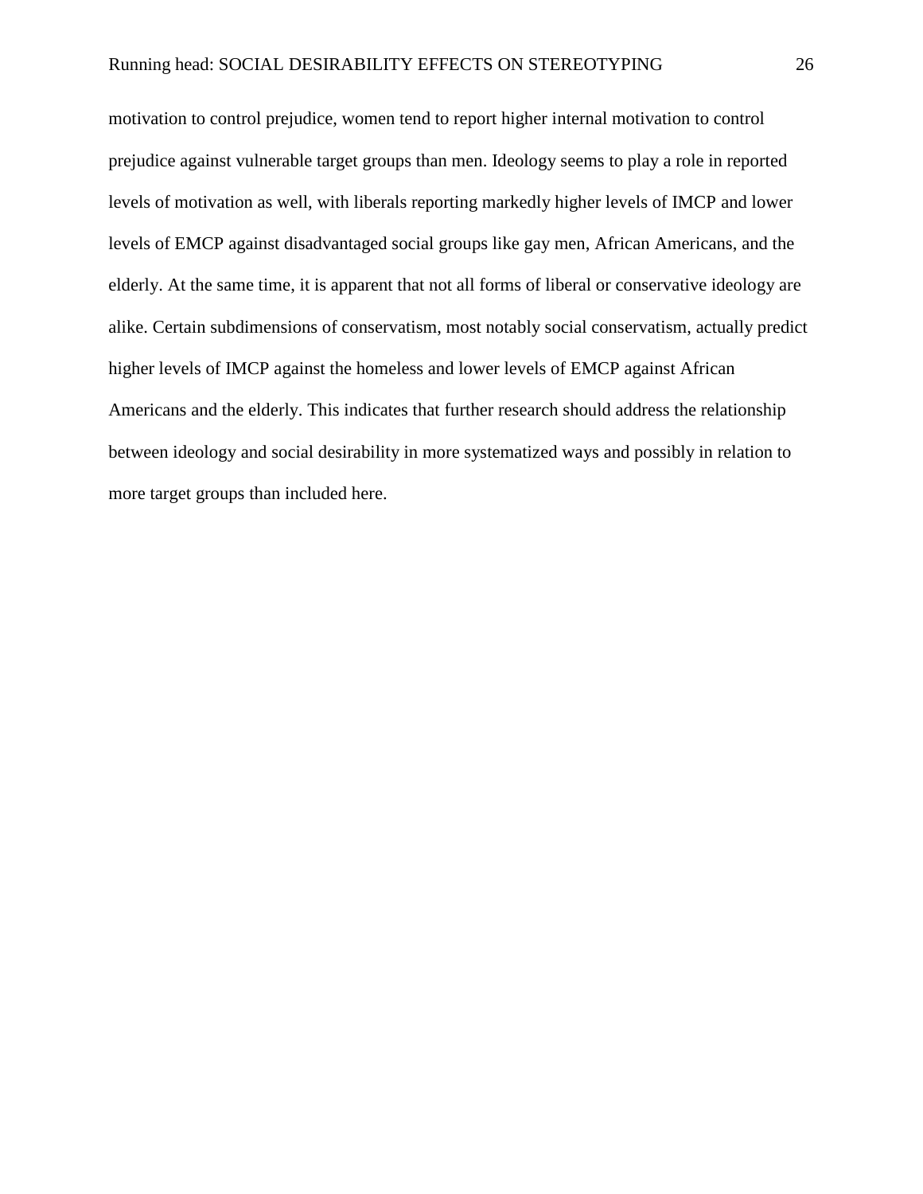motivation to control prejudice, women tend to report higher internal motivation to control prejudice against vulnerable target groups than men. Ideology seems to play a role in reported levels of motivation as well, with liberals reporting markedly higher levels of IMCP and lower levels of EMCP against disadvantaged social groups like gay men, African Americans, and the elderly. At the same time, it is apparent that not all forms of liberal or conservative ideology are alike. Certain subdimensions of conservatism, most notably social conservatism, actually predict higher levels of IMCP against the homeless and lower levels of EMCP against African Americans and the elderly. This indicates that further research should address the relationship between ideology and social desirability in more systematized ways and possibly in relation to more target groups than included here.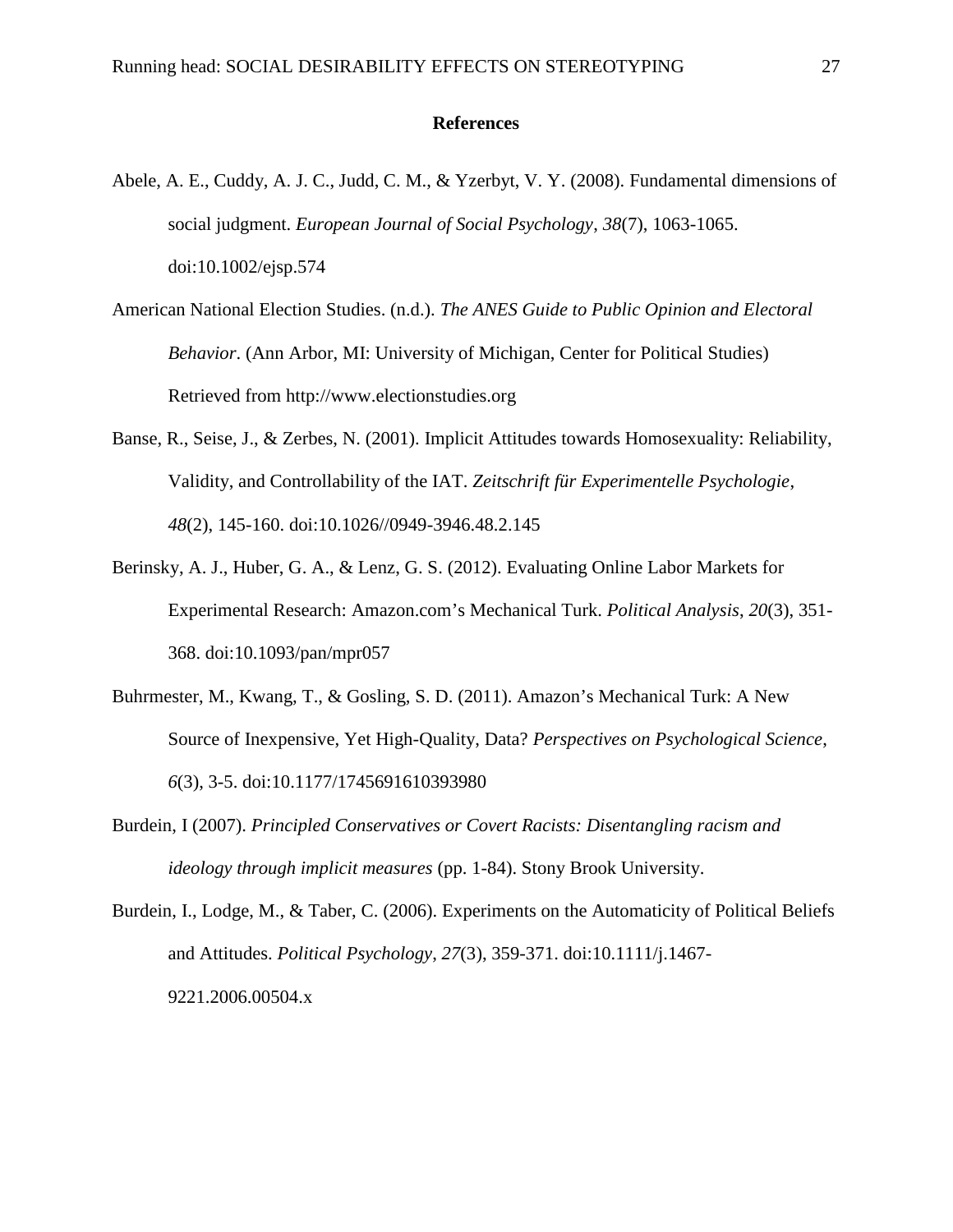## References

Abele, A. E., Cuddy, A. J. C., Judd, C. M., & Yzerbyt, V. Y. (2008). Fundamental dimensions of social judgment. *European Journal of Social Psychology*, *38*(7), 1063-1065. doi:10.1002/ejsp.574

American National Election Studies. (n.d.). *The ANES Guide to Public Opinion and Electoral Behavior*. (Ann Arbor, MI: University of Michigan, Center for Political Studies) Retrieved from http://www.electionstudies.org

Banse, R., Seise, J., & Zerbes, N. (2001). Implicit Attitudes towards Homosexuality: Reliability, Validity, and Controllability of the IAT. *Zeitschrift für Experimentelle Psychologie*, *48*(2), 145-160. doi:10.1026//0949-3946.48.2.145

Berinsky, A. J., Huber, G. A., & Lenz, G. S. (2012). Evaluating Online Labor Markets for Experimental Research: Amazon.com's Mechanical Turk. *Political Analysis*, *20*(3), 351-368. doi:10.1093/pan/mpr057

Buhrmester, M., Kwang, T., & Gosling, S. D. (2011). Amazon's Mechanical Turk: A New Source of Inexpensive, Yet High-Quality, Data? *Perspectives on Psychological Science*, *6*(3), 3-5. doi:10.1177/1745691610393980

Burdein, I (2007). *Principled Conservatives or Covert Racists: Disentangling racism and ideology through implicit measures* (pp. 1-84). Stony Brook University.

Burdein, I., Lodge, M., & Taber, C. (2006). Experiments on the Automaticity of Political Beliefs and Attitudes. *Political Psychology*, *27*(3), 359-371. doi:10.1111/j.1467-9221.2006.00504.x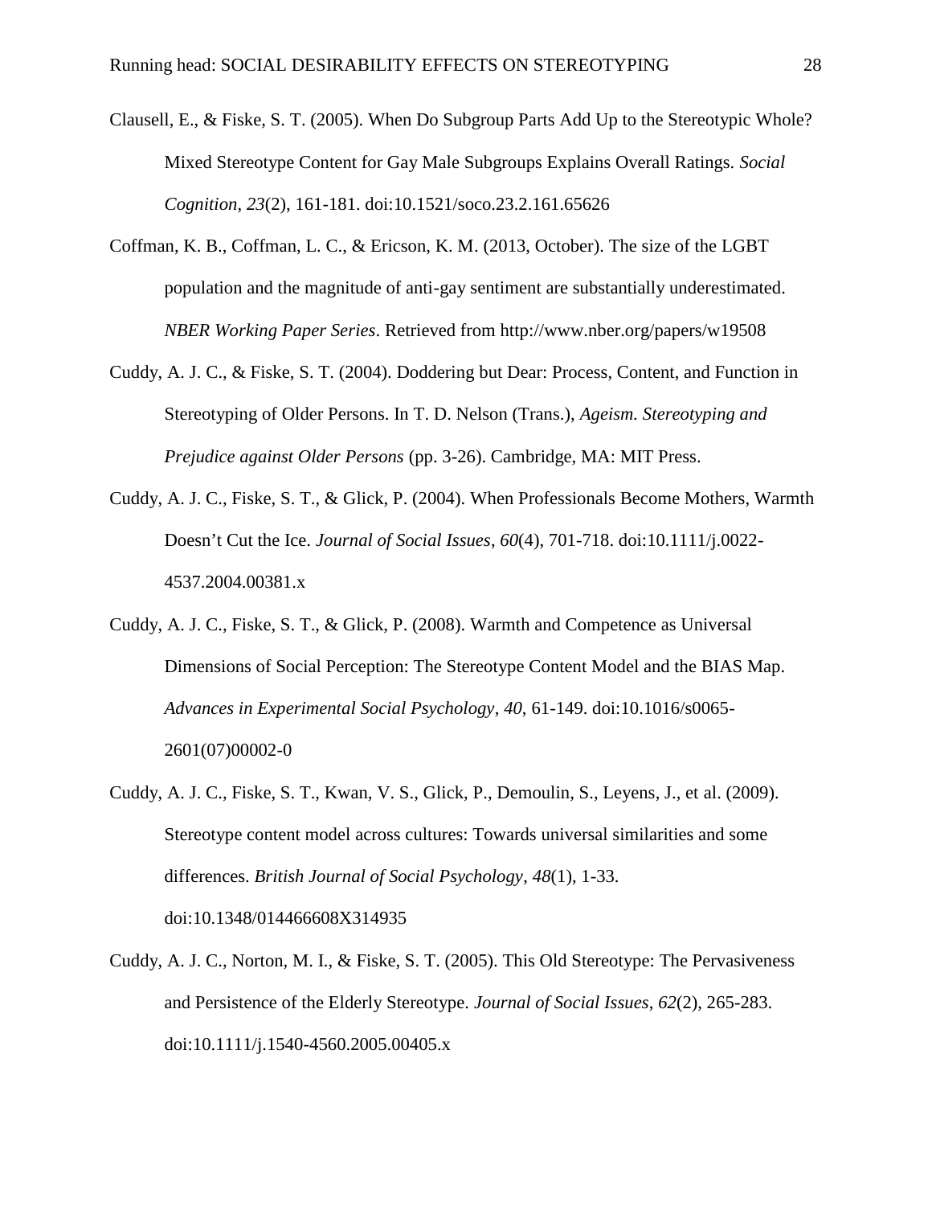Clausell, E., & Fiske, S. T. (2005). When Do Subgroup Parts Add Up to the Stereotypic Whole? Mixed Stereotype Content for Gay Male Subgroups Explains Overall Ratings. *Social Cognition*, *23*(2), 161-181. doi:10.1521/soco.23.2.161.65626

Coffman, K. B., Coffman, L. C., & Ericson, K. M. (2013, October). The size of the LGBT population and the magnitude of anti-gay sentiment are substantially underestimated. *NBER Working Paper Series*. Retrieved from http://www.nber.org/papers/w19508

Cuddy, A. J. C., & Fiske, S. T. (2004). Doddering but Dear: Process, Content, and Function in Stereotyping of Older Persons. In T. D. Nelson (Trans.), *Ageism. Stereotyping and Prejudice against Older Persons* (pp. 3-26). Cambridge, MA: MIT Press.

Cuddy, A. J. C., Fiske, S. T., & Glick, P. (2004). When Professionals Become Mothers, Warmth Doesn't Cut the Ice. *Journal of Social Issues*, *60*(4), 701-718. doi:10.1111/j.0022-4537.2004.00381.x

Cuddy, A. J. C., Fiske, S. T., & Glick, P. (2008). Warmth and Competence as Universal Dimensions of Social Perception: The Stereotype Content Model and the BIAS Map. *Advances in Experimental Social Psychology*, *40*, 61-149. doi:10.1016/s0065-2601(07)00002-0

Cuddy, A. J. C., Fiske, S. T., Kwan, V. S., Glick, P., Demoulin, S., Leyens, J., et al. (2009). Stereotype content model across cultures: Towards universal similarities and some differences. *British Journal of Social Psychology*, *48*(1), 1-33. doi:10.1348/014466608X314935

Cuddy, A. J. C., Norton, M. I., & Fiske, S. T. (2005). This Old Stereotype: The Pervasiveness and Persistence of the Elderly Stereotype. *Journal of Social Issues*, *62*(2), 265-283. doi:10.1111/j.1540-4560.2005.00405.x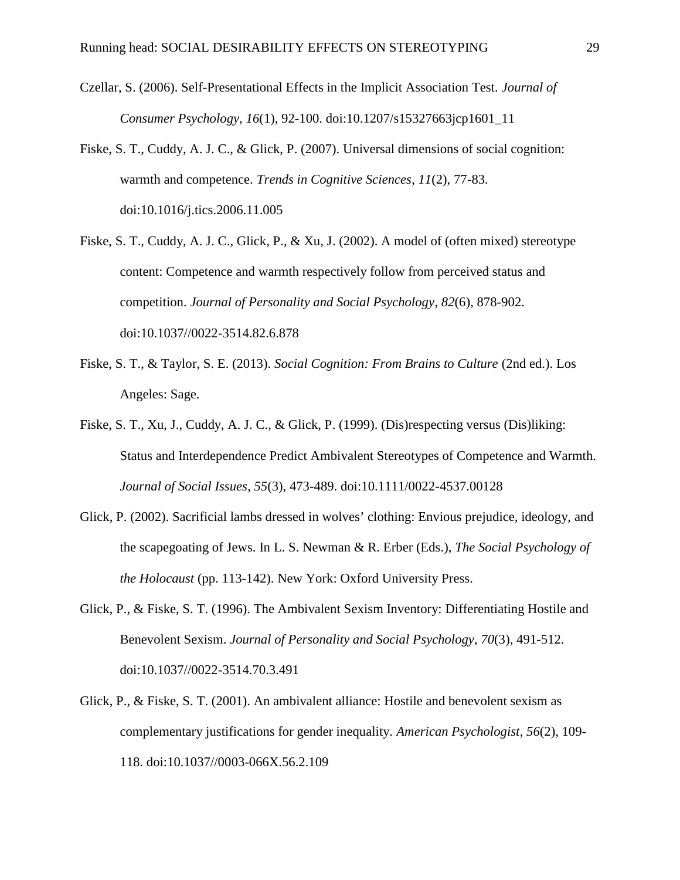Czellar, S. (2006). Self-Presentational Effects in the Implicit Association Test. *Journal of Consumer Psychology*, *16*(1), 92-100. doi:10.1207/s15327663jcp1601_11

Fiske, S. T., Cuddy, A. J. C., & Glick, P. (2007). Universal dimensions of social cognition: warmth and competence. *Trends in Cognitive Sciences*, *11*(2), 77-83. doi:10.1016/j.tics.2006.11.005

Fiske, S. T., Cuddy, A. J. C., Glick, P., & Xu, J. (2002). A model of (often mixed) stereotype content: Competence and warmth respectively follow from perceived status and competition. *Journal of Personality and Social Psychology*, *82*(6), 878-902. doi:10.1037//0022-3514.82.6.878

Fiske, S. T., & Taylor, S. E. (2013). *Social Cognition: From Brains to Culture* (2nd ed.). Los Angeles: Sage.

Fiske, S. T., Xu, J., Cuddy, A. J. C., & Glick, P. (1999). (Dis)respecting versus (Dis)liking: Status and Interdependence Predict Ambivalent Stereotypes of Competence and Warmth. *Journal of Social Issues*, *55*(3), 473-489. doi:10.1111/0022-4537.00128

Glick, P. (2002). Sacrificial lambs dressed in wolves' clothing: Envious prejudice, ideology, and the scapegoating of Jews. In L. S. Newman & R. Erber (Eds.), *The Social Psychology of the Holocaust* (pp. 113-142). New York: Oxford University Press.

Glick, P., & Fiske, S. T. (1996). The Ambivalent Sexism Inventory: Differentiating Hostile and Benevolent Sexism. *Journal of Personality and Social Psychology*, *70*(3), 491-512. doi:10.1037//0022-3514.70.3.491

Glick, P., & Fiske, S. T. (2001). An ambivalent alliance: Hostile and benevolent sexism as complementary justifications for gender inequality. *American Psychologist*, *56*(2), 109-118. doi:10.1037//0003-066X.56.2.109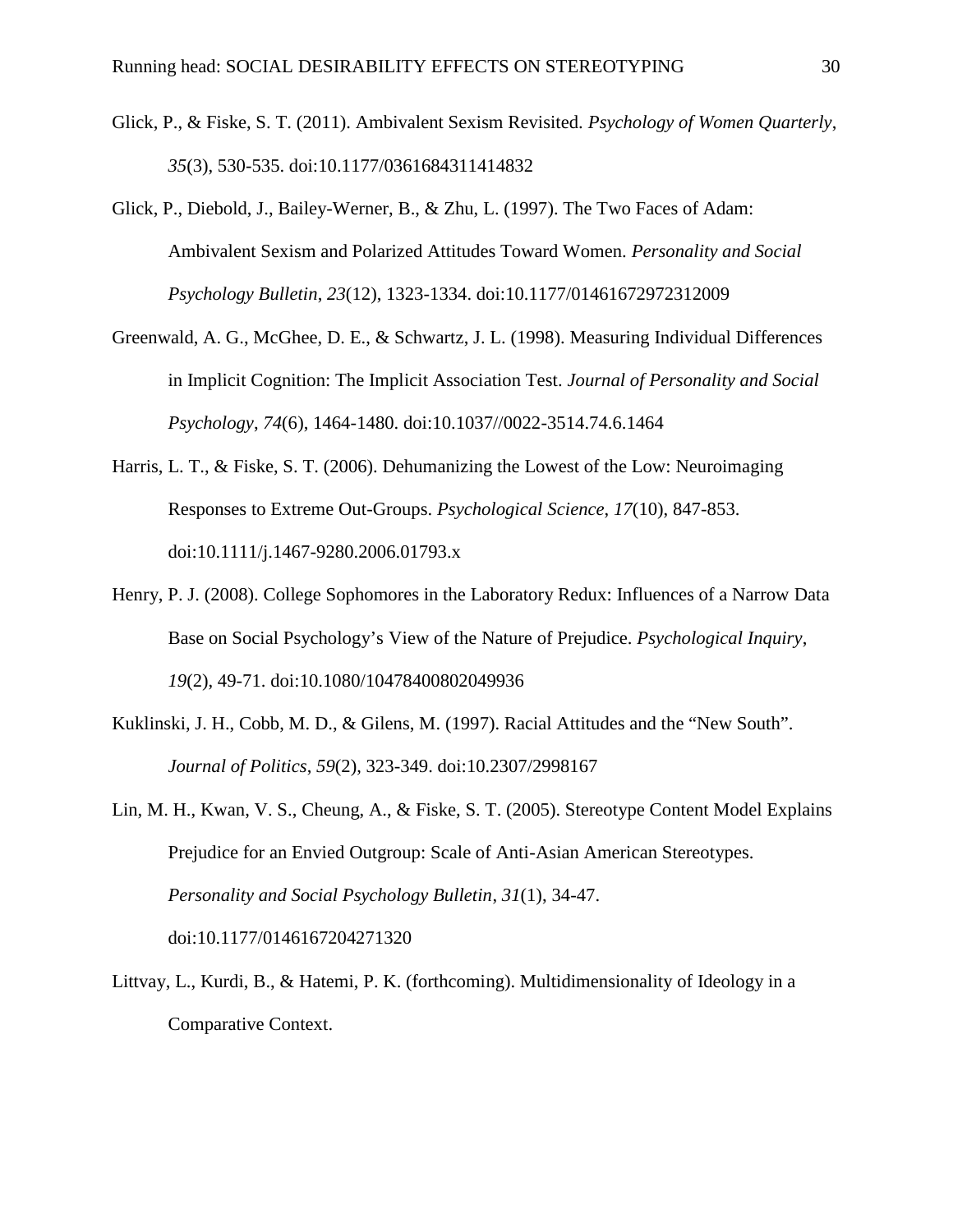Glick, P., & Fiske, S. T. (2011). Ambivalent Sexism Revisited. *Psychology of Women Quarterly*, *35*(3), 530-535. doi:10.1177/0361684311414832

Glick, P., Diebold, J., Bailey-Werner, B., & Zhu, L. (1997). The Two Faces of Adam: Ambivalent Sexism and Polarized Attitudes Toward Women. *Personality and Social Psychology Bulletin*, *23*(12), 1323-1334. doi:10.1177/01461672972312009

Greenwald, A. G., McGhee, D. E., & Schwartz, J. L. (1998). Measuring Individual Differences in Implicit Cognition: The Implicit Association Test. *Journal of Personality and Social Psychology*, *74*(6), 1464-1480. doi:10.1037//0022-3514.74.6.1464

Harris, L. T., & Fiske, S. T. (2006). Dehumanizing the Lowest of the Low: Neuroimaging Responses to Extreme Out-Groups. *Psychological Science*, *17*(10), 847-853. doi:10.1111/j.1467-9280.2006.01793.x

Henry, P. J. (2008). College Sophomores in the Laboratory Redux: Influences of a Narrow Data Base on Social Psychology's View of the Nature of Prejudice. *Psychological Inquiry*, *19*(2), 49-71. doi:10.1080/10478400802049936

Kuklinski, J. H., Cobb, M. D., & Gilens, M. (1997). Racial Attitudes and the "New South". *Journal of Politics*, *59*(2), 323-349. doi:10.2307/2998167

Lin, M. H., Kwan, V. S., Cheung, A., & Fiske, S. T. (2005). Stereotype Content Model Explains Prejudice for an Envied Outgroup: Scale of Anti-Asian American Stereotypes. *Personality and Social Psychology Bulletin*, *31*(1), 34-47. doi:10.1177/0146167204271320

Littvay, L., Kurdi, B., & Hatemi, P. K. (forthcoming). Multidimensionality of Ideology in a Comparative Context.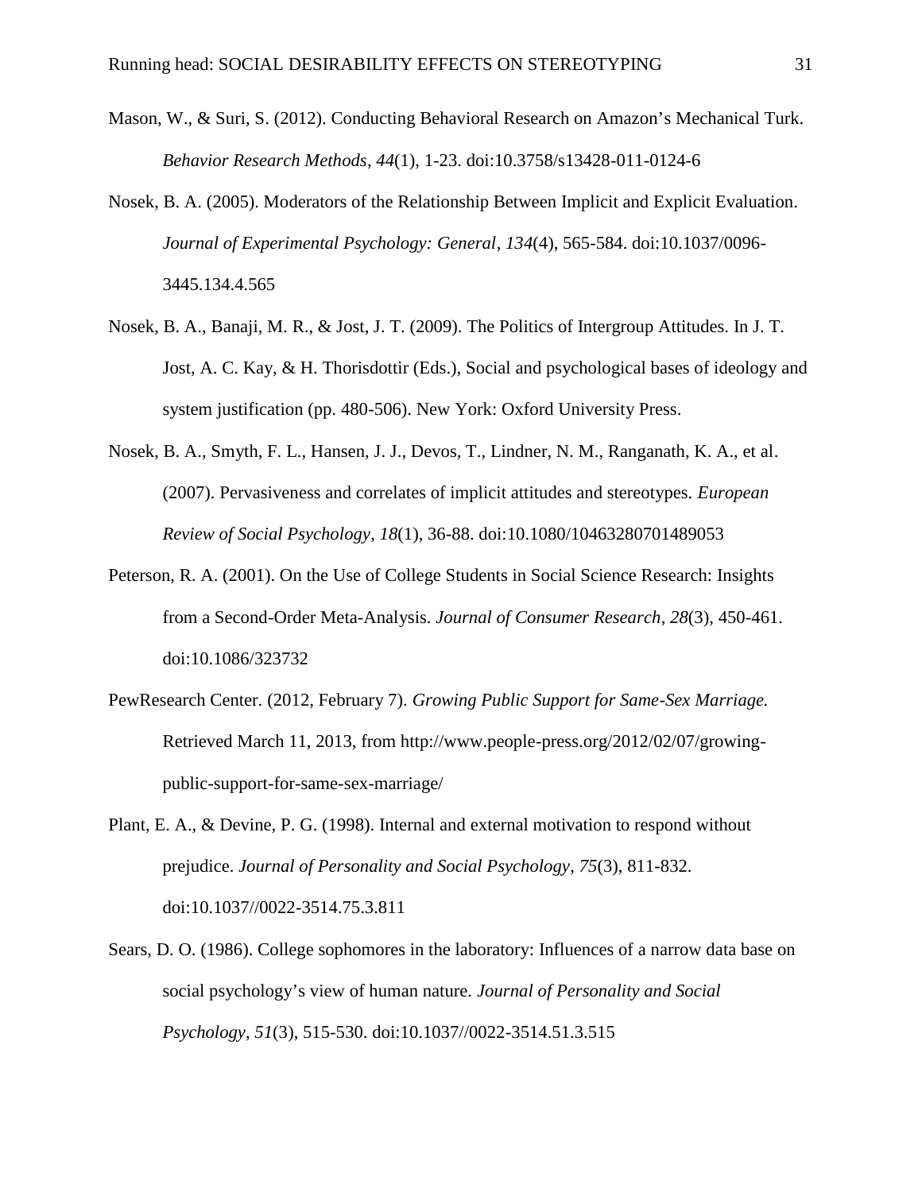Mason, W., & Suri, S. (2012). Conducting Behavioral Research on Amazon's Mechanical Turk. *Behavior Research Methods*, *44*(1), 1-23. doi:10.3758/s13428-011-0124-6

Nosek, B. A. (2005). Moderators of the Relationship Between Implicit and Explicit Evaluation. *Journal of Experimental Psychology: General*, *134*(4), 565-584. doi:10.1037/0096-3445.134.4.565

Nosek, B. A., Banaji, M. R., & Jost, J. T. (2009). The Politics of Intergroup Attitudes. In J. T. Jost, A. C. Kay, & H. Thorisdottir (Eds.), Social and psychological bases of ideology and system justification (pp. 480-506). New York: Oxford University Press.

Nosek, B. A., Smyth, F. L., Hansen, J. J., Devos, T., Lindner, N. M., Ranganath, K. A., et al. (2007). Pervasiveness and correlates of implicit attitudes and stereotypes. *European Review of Social Psychology*, *18*(1), 36-88. doi:10.1080/10463280701489053

Peterson, R. A. (2001). On the Use of College Students in Social Science Research: Insights from a Second-Order Meta-Analysis. *Journal of Consumer Research*, *28*(3), 450-461. doi:10.1086/323732

PewResearch Center. (2012, February 7). *Growing Public Support for Same-Sex Marriage.* Retrieved March 11, 2013, from http://www.people-press.org/2012/02/07/growing-public-support-for-same-sex-marriage/

Plant, E. A., & Devine, P. G. (1998). Internal and external motivation to respond without prejudice. *Journal of Personality and Social Psychology*, *75*(3), 811-832. doi:10.1037//0022-3514.75.3.811

Sears, D. O. (1986). College sophomores in the laboratory: Influences of a narrow data base on social psychology's view of human nature. *Journal of Personality and Social Psychology*, *51*(3), 515-530. doi:10.1037//0022-3514.51.3.515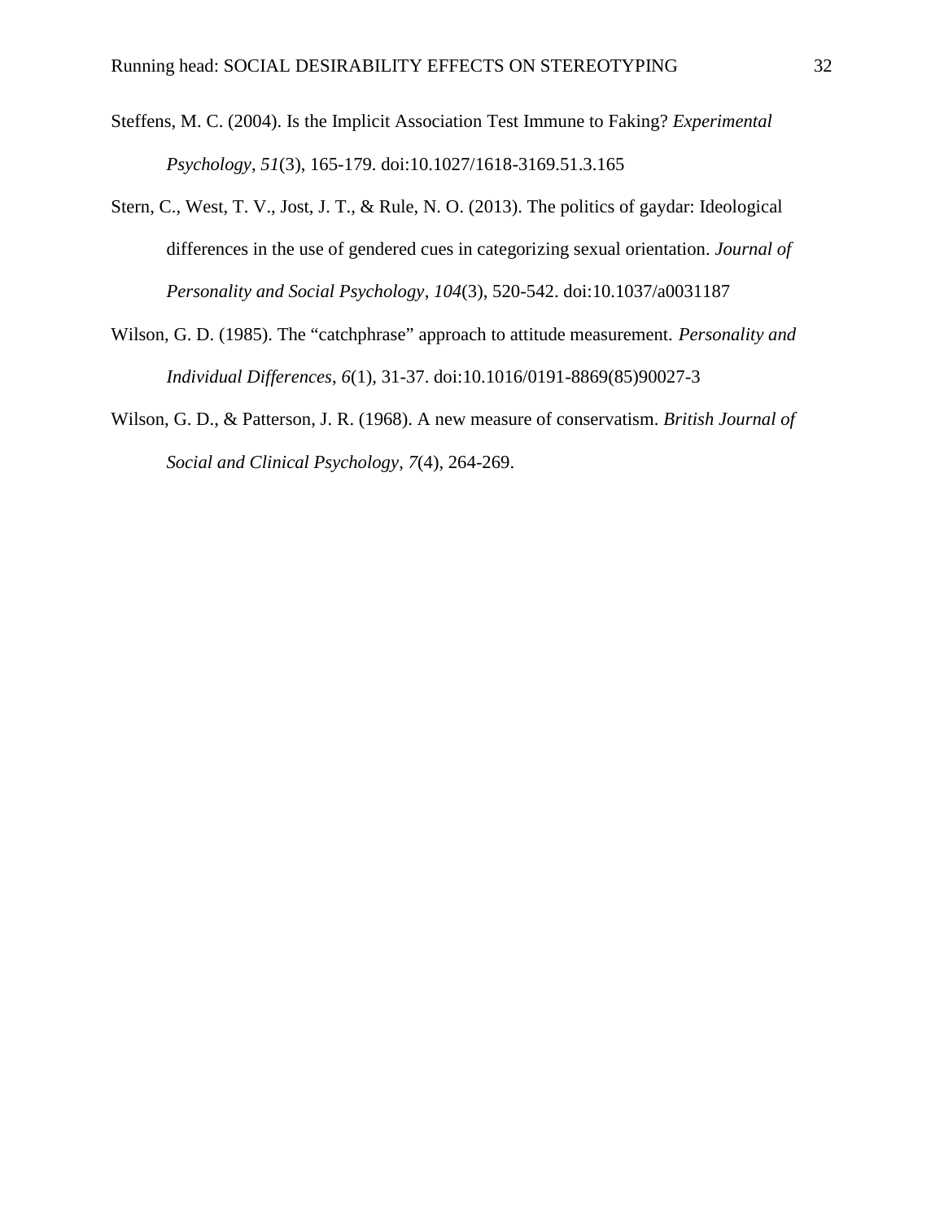Steffens, M. C. (2004). Is the Implicit Association Test Immune to Faking? *Experimental Psychology*, *51*(3), 165-179. doi:10.1027/1618-3169.51.3.165

Stern, C., West, T. V., Jost, J. T., & Rule, N. O. (2013). The politics of gaydar: Ideological differences in the use of gendered cues in categorizing sexual orientation. *Journal of Personality and Social Psychology*, *104*(3), 520-542. doi:10.1037/a0031187

Wilson, G. D. (1985). The "catchphrase" approach to attitude measurement. *Personality and Individual Differences*, *6*(1), 31-37. doi:10.1016/0191-8869(85)90027-3

Wilson, G. D., & Patterson, J. R. (1968). A new measure of conservatism. *British Journal of Social and Clinical Psychology*, *7*(4), 264-269.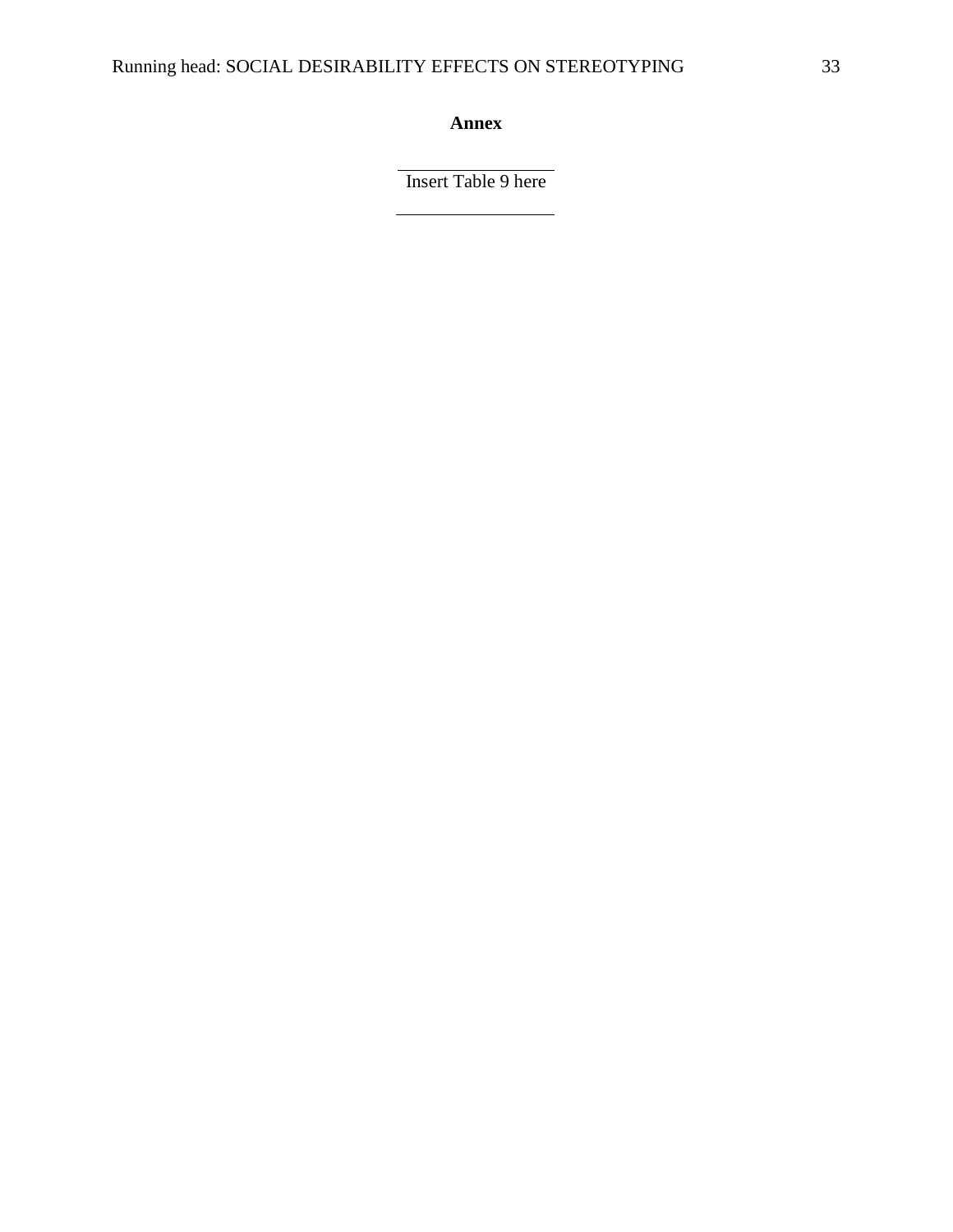# Annex

---

Insert Table 9 here

---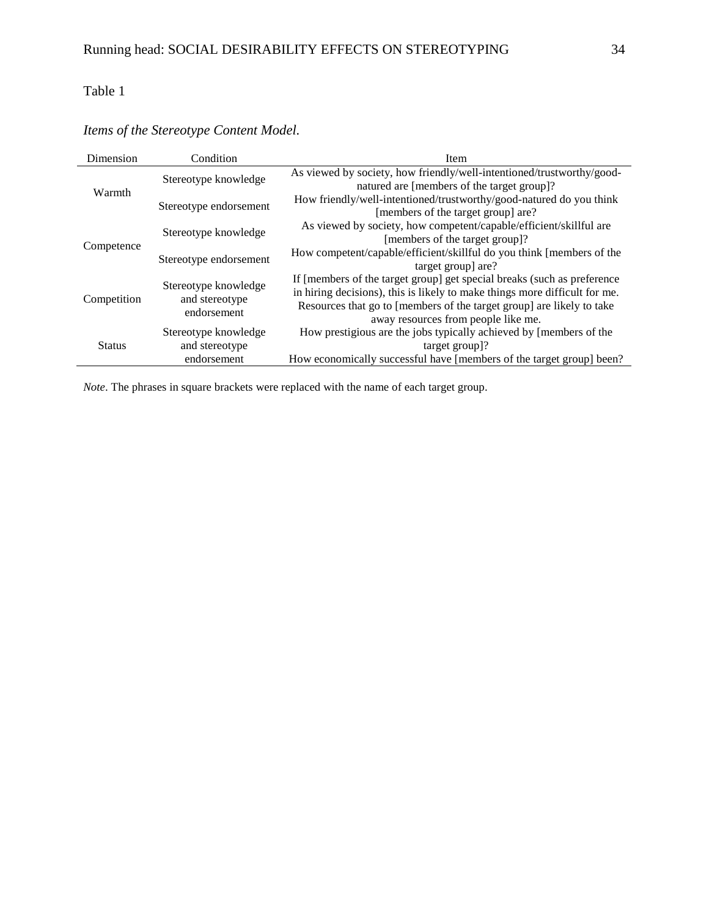Table 1

*Items of the Stereotype Content Model.*

| Dimension | Condition | Item |
|---|---|---|
| Warmth | Stereotype knowledge | As viewed by society, how friendly/well-intentioned/trustworthy/good-natured are [members of the target group]? |
| | Stereotype endorsement | How friendly/well-intentioned/trustworthy/good-natured do you think [members of the target group] are? |
| Competence | Stereotype knowledge | As viewed by society, how competent/capable/efficient/skillful are [members of the target group]? |
| | Stereotype endorsement | How competent/capable/efficient/skillful do you think [members of the target group] are? |
| Competition | Stereotype knowledge and stereotype endorsement | If [members of the target group] get special breaks (such as preference in hiring decisions), this is likely to make things more difficult for me. |
| | | Resources that go to [members of the target group] are likely to take away resources from people like me. |
| Status | Stereotype knowledge and stereotype endorsement | How prestigious are the jobs typically achieved by [members of the target group]? |
| | | How economically successful have [members of the target group] been? |

*Note*. The phrases in square brackets were replaced with the name of each target group.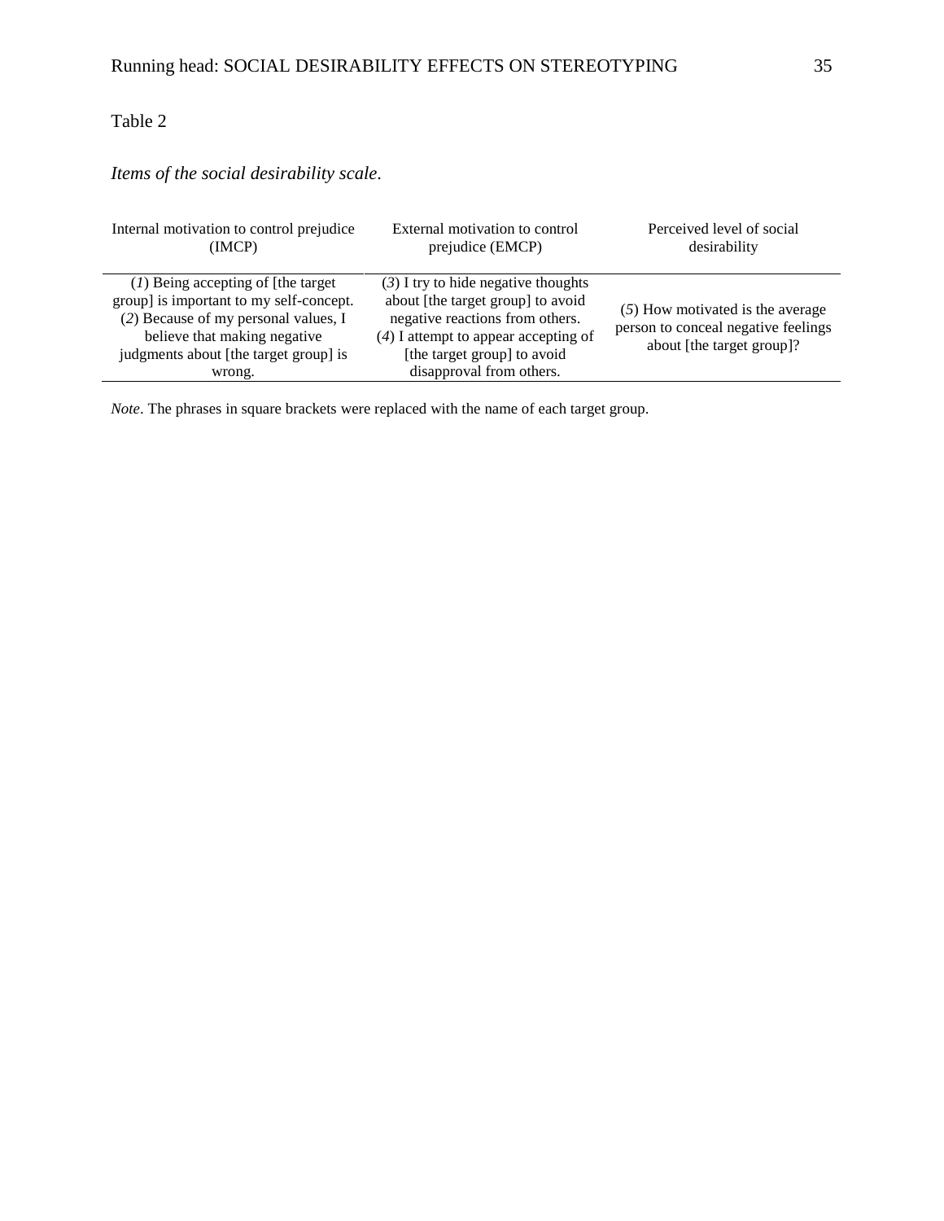Table 2

*Items of the social desirability scale.*

| Internal motivation to control prejudice (IMCP) | External motivation to control prejudice (EMCP) | Perceived level of social desirability |
|---|---|---|
| (*1*) Being accepting of [the target group] is important to my self-concept. (*2*) Because of my personal values, I believe that making negative judgments about [the target group] is wrong. | (*3*) I try to hide negative thoughts about [the target group] to avoid negative reactions from others. (*4*) I attempt to appear accepting of [the target group] to avoid disapproval from others. | (*5*) How motivated is the average person to conceal negative feelings about [the target group]? |

*Note*. The phrases in square brackets were replaced with the name of each target group.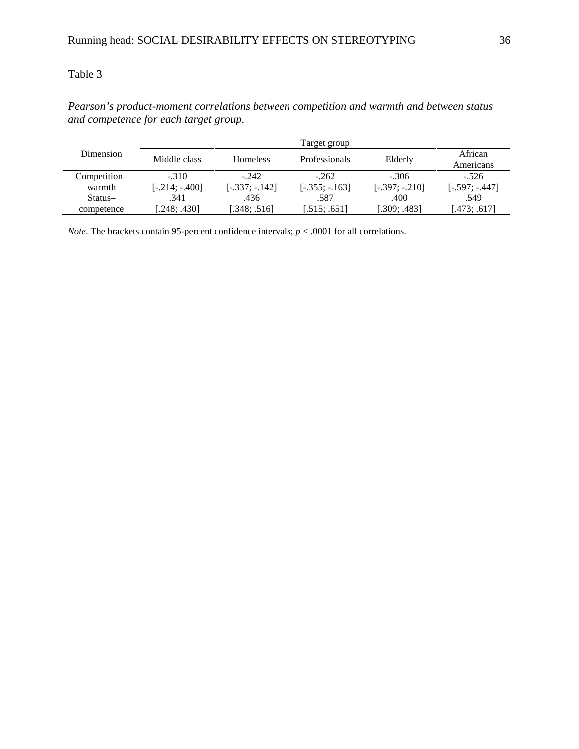Table 3

*Pearson's product-moment correlations between competition and warmth and between status and competence for each target group.*

| Dimension | Target group | | | | |
|---|---|---|---|---|---|
| | Middle class | Homeless | Professionals | Elderly | African Americans |
| Competition–warmth | -.310<br>[-.214; -.400] | -.242<br>[-.337; -.142] | -.262<br>[-.355; -.163] | -.306<br>[-.397; -.210] | -.526<br>[-.597; -.447] |
| Status–competence | .341<br>[.248; .430] | .436<br>[.348; .516] | .587<br>[.515; .651] | .400<br>[.309; .483] | .549<br>[.473; .617] |

*Note*. The brackets contain 95-percent confidence intervals; $p < .0001$ for all correlations.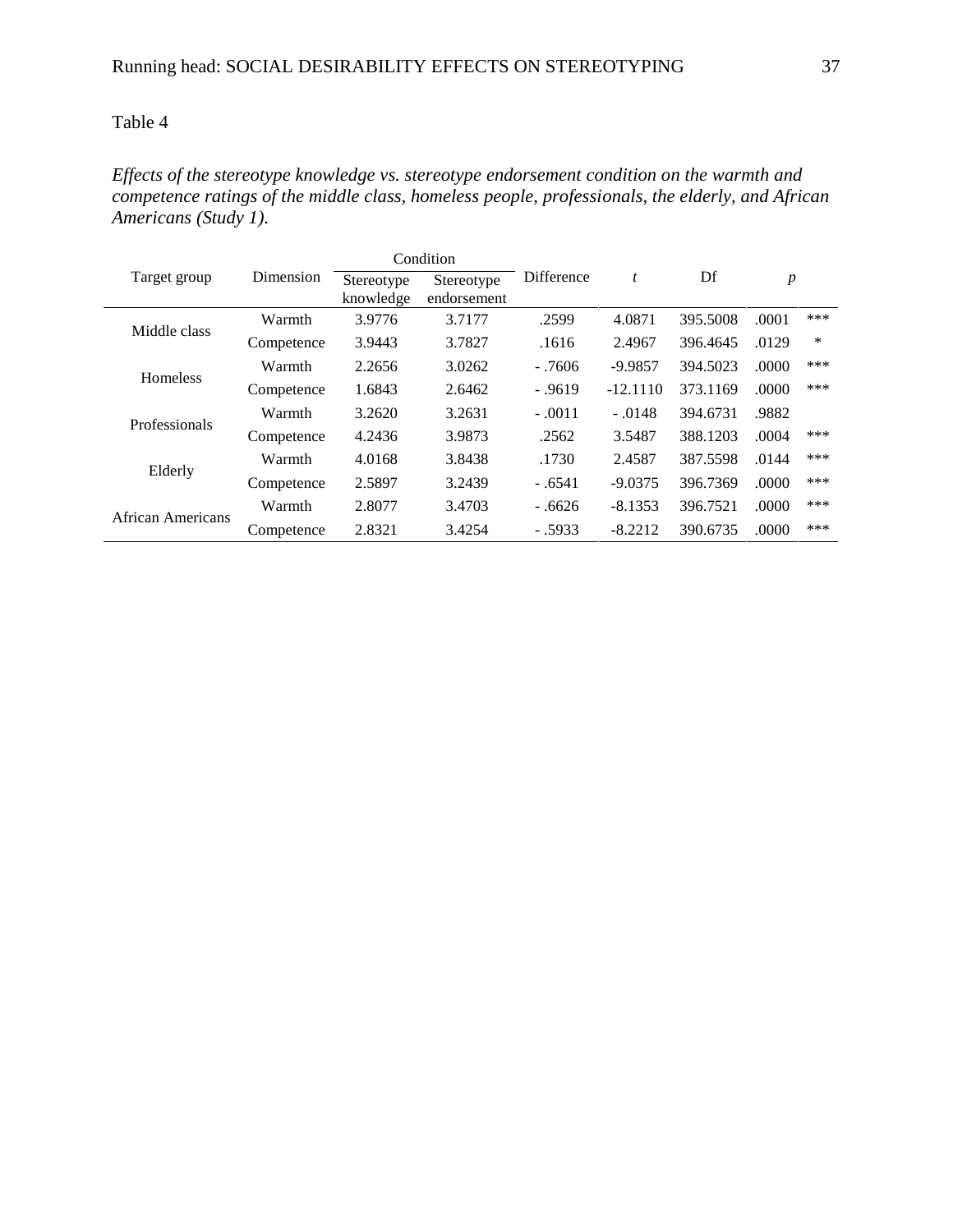Table 4

*Effects of the stereotype knowledge vs. stereotype endorsement condition on the warmth and competence ratings of the middle class, homeless people, professionals, the elderly, and African Americans (Study 1).*

| Target group | Dimension | Condition | | Difference | *t* | Df | *p* | |
|---|---|---|---|---|---|---|---|---|
| | | Stereotype knowledge | Stereotype endorsement | | | | | |
| Middle class | Warmth | 3.9776 | 3.7177 | .2599 | 4.0871 | 395.5008 | .0001 | *** |
| | Competence | 3.9443 | 3.7827 | .1616 | 2.4967 | 396.4645 | .0129 | * |
| Homeless | Warmth | 2.2656 | 3.0262 | - .7606 | -9.9857 | 394.5023 | .0000 | *** |
| | Competence | 1.6843 | 2.6462 | - .9619 | -12.1110 | 373.1169 | .0000 | *** |
| Professionals | Warmth | 3.2620 | 3.2631 | - .0011 | - .0148 | 394.6731 | .9882 | |
| | Competence | 4.2436 | 3.9873 | .2562 | 3.5487 | 388.1203 | .0004 | *** |
| Elderly | Warmth | 4.0168 | 3.8438 | .1730 | 2.4587 | 387.5598 | .0144 | *** |
| | Competence | 2.5897 | 3.2439 | - .6541 | -9.0375 | 396.7369 | .0000 | *** |
| African Americans | Warmth | 2.8077 | 3.4703 | - .6626 | -8.1353 | 396.7521 | .0000 | *** |
| | Competence | 2.8321 | 3.4254 | - .5933 | -8.2212 | 390.6735 | .0000 | *** |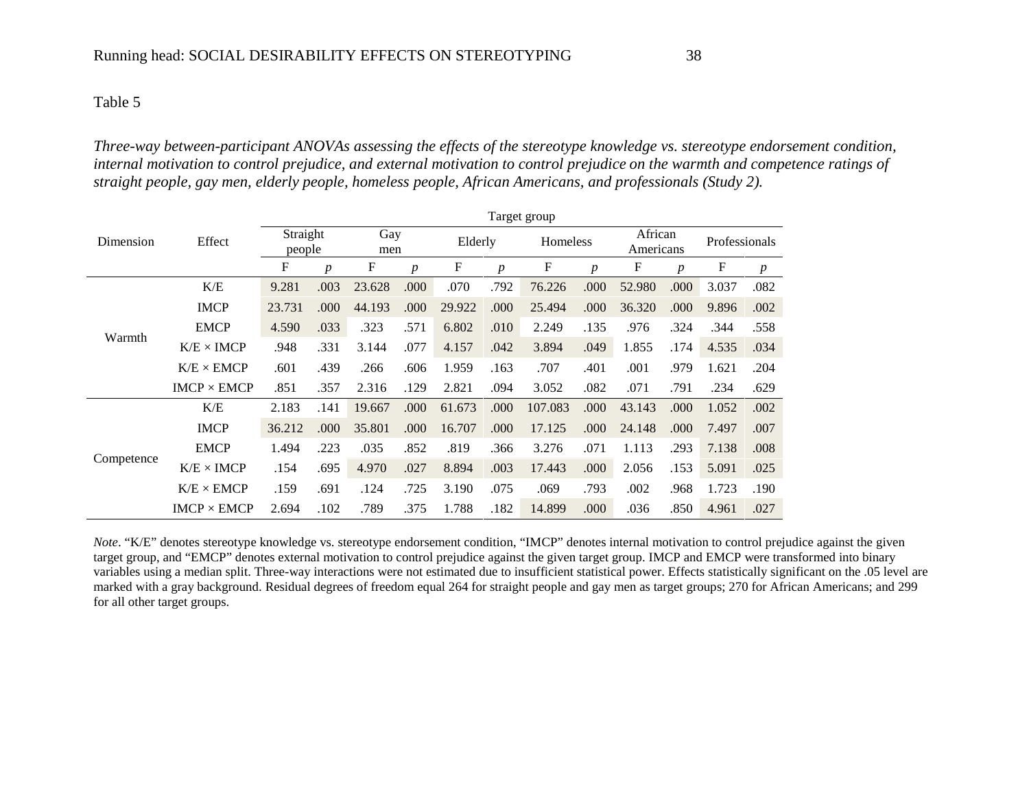Table 5

*Three-way between-participant ANOVAs assessing the effects of the stereotype knowledge vs. stereotype endorsement condition, internal motivation to control prejudice, and external motivation to control prejudice on the warmth and competence ratings of straight people, gay men, elderly people, homeless people, African Americans, and professionals (Study 2).*

| Dimension | Effect | Target group | | | | | | | | | | | |
|---|---|---|---|---|---|---|---|---|---|---|---|---|---|
| | | Straight people | | Gay men | | Elderly | | Homeless | | African Americans | | Professionals | |
| | | F | *p* | F | *p* | F | *p* | F | *p* | F | *p* | F | *p* |
| Warmth | K/E | 9.281 | .003 | 23.628 | .000 | .070 | .792 | 76.226 | .000 | 52.980 | .000 | 3.037 | .082 |
| | IMCP | 23.731 | .000 | 44.193 | .000 | 29.922 | .000 | 25.494 | .000 | 36.320 | .000 | 9.896 | .002 |
| | EMCP | 4.590 | .033 | .323 | .571 | 6.802 | .010 | 2.249 | .135 | .976 | .324 | .344 | .558 |
| | K/E × IMCP | .948 | .331 | 3.144 | .077 | 4.157 | .042 | 3.894 | .049 | 1.855 | .174 | 4.535 | .034 |
| | K/E × EMCP | .601 | .439 | .266 | .606 | 1.959 | .163 | .707 | .401 | .001 | .979 | 1.621 | .204 |
| | IMCP × EMCP | .851 | .357 | 2.316 | .129 | 2.821 | .094 | 3.052 | .082 | .071 | .791 | .234 | .629 |
| Competence | K/E | 2.183 | .141 | 19.667 | .000 | 61.673 | .000 | 107.083 | .000 | 43.143 | .000 | 1.052 | .002 |
| | IMCP | 36.212 | .000 | 35.801 | .000 | 16.707 | .000 | 17.125 | .000 | 24.148 | .000 | 7.497 | .007 |
| | EMCP | 1.494 | .223 | .035 | .852 | .819 | .366 | 3.276 | .071 | 1.113 | .293 | 7.138 | .008 |
| | K/E × IMCP | .154 | .695 | 4.970 | .027 | 8.894 | .003 | 17.443 | .000 | 2.056 | .153 | 5.091 | .025 |
| | K/E × EMCP | .159 | .691 | .124 | .725 | 3.190 | .075 | .069 | .793 | .002 | .968 | 1.723 | .190 |
| | IMCP × EMCP | 2.694 | .102 | .789 | .375 | 1.788 | .182 | 14.899 | .000 | .036 | .850 | 4.961 | .027 |

*Note*. "K/E" denotes stereotype knowledge vs. stereotype endorsement condition, "IMCP" denotes internal motivation to control prejudice against the given target group, and "EMCP" denotes external motivation to control prejudice against the given target group. IMCP and EMCP were transformed into binary variables using a median split. Three-way interactions were not estimated due to insufficient statistical power. Effects statistically significant on the .05 level are marked with a gray background. Residual degrees of freedom equal 264 for straight people and gay men as target groups; 270 for African Americans; and 299 for all other target groups.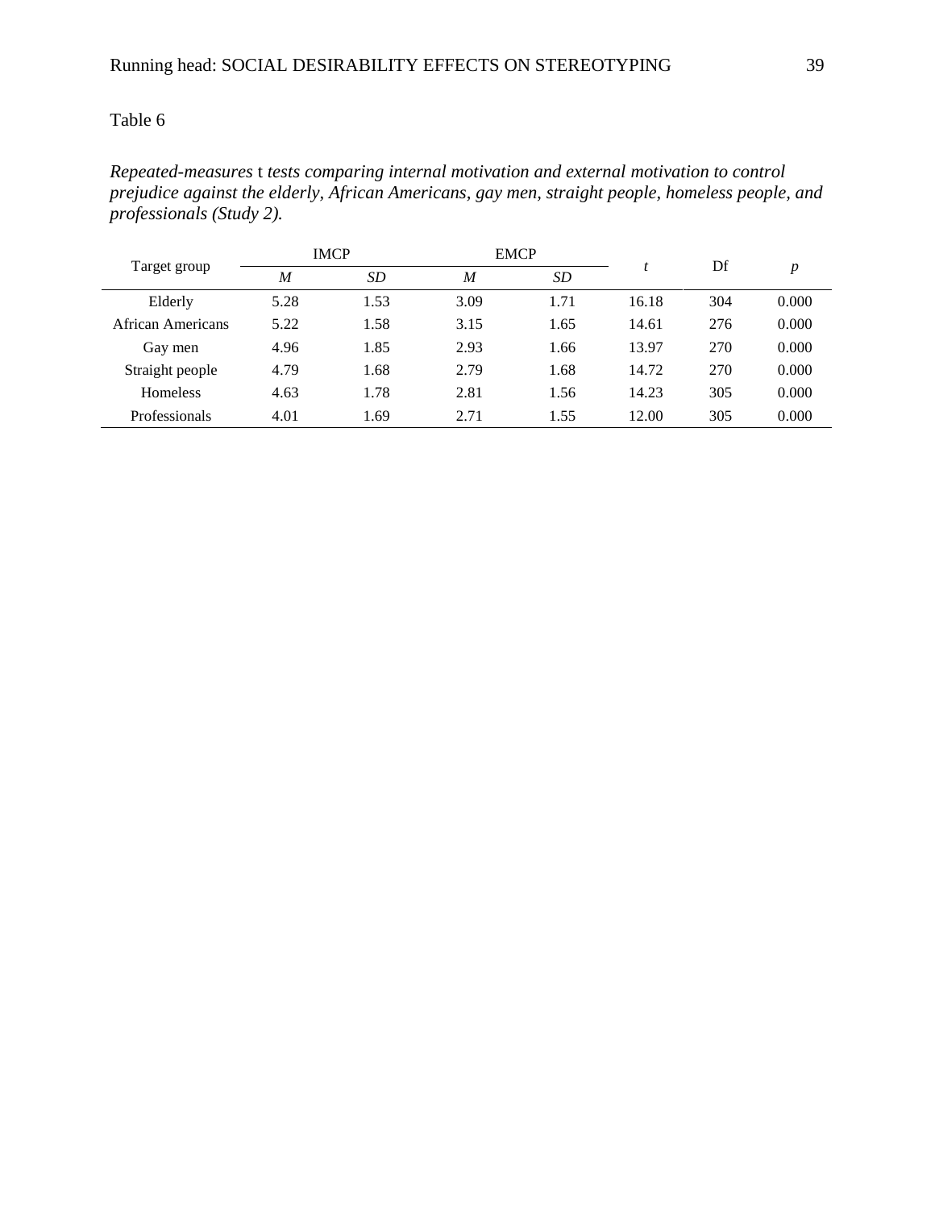Table 6

*Repeated-measures* t *tests comparing internal motivation and external motivation to control prejudice against the elderly, African Americans, gay men, straight people, homeless people, and professionals (Study 2).*

| Target group | IMCP | | EMCP | | *t* | Df | *p* |
|---|---|---|---|---|---|---|---|
| | *M* | *SD* | *M* | *SD* | | | |
| Elderly | 5.28 | 1.53 | 3.09 | 1.71 | 16.18 | 304 | 0.000 |
| African Americans | 5.22 | 1.58 | 3.15 | 1.65 | 14.61 | 276 | 0.000 |
| Gay men | 4.96 | 1.85 | 2.93 | 1.66 | 13.97 | 270 | 0.000 |
| Straight people | 4.79 | 1.68 | 2.79 | 1.68 | 14.72 | 270 | 0.000 |
| Homeless | 4.63 | 1.78 | 2.81 | 1.56 | 14.23 | 305 | 0.000 |
| Professionals | 4.01 | 1.69 | 2.71 | 1.55 | 12.00 | 305 | 0.000 |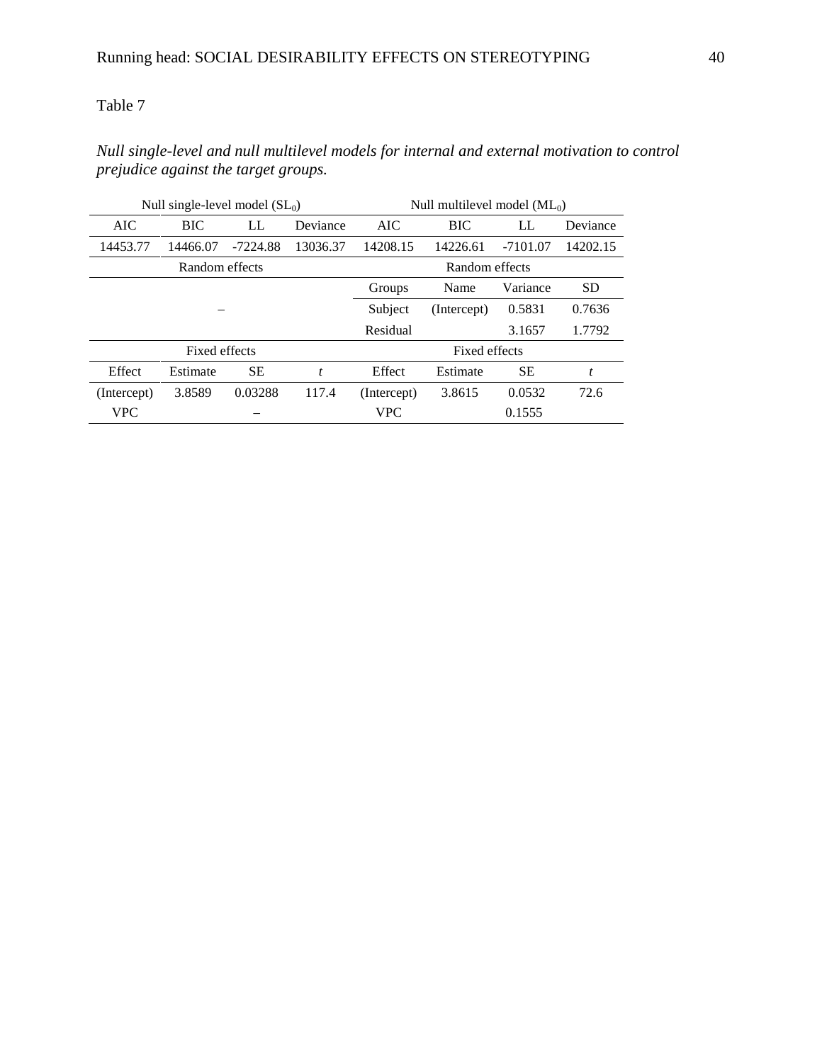Table 7

*Null single-level and null multilevel models for internal and external motivation to control prejudice against the target groups.*

| Null single-level model ($SL_0$) | | | | Null multilevel model ($ML_0$) | | | |
|---|---|---|---|---|---|---|---|
| AIC | BIC | LL | Deviance | AIC | BIC | LL | Deviance |
| 14453.77 | 14466.07 | -7224.88 | 13036.37 | 14208.15 | 14226.61 | -7101.07 | 14202.15 |
| Random effects | | | | Random effects | | | |
| | | | | Groups | Name | Variance | SD |
| – | | | | Subject | (Intercept) | 0.5831 | 0.7636 |
| | | | | Residual | | 3.1657 | 1.7792 |
| Fixed effects | | | | Fixed effects | | | |
| Effect | Estimate | SE | *t* | Effect | Estimate | SE | *t* |
| (Intercept) | 3.8589 | 0.03288 | 117.4 | (Intercept) | 3.8615 | 0.0532 | 72.6 |
| VPC | | – | | VPC | | 0.1555 | |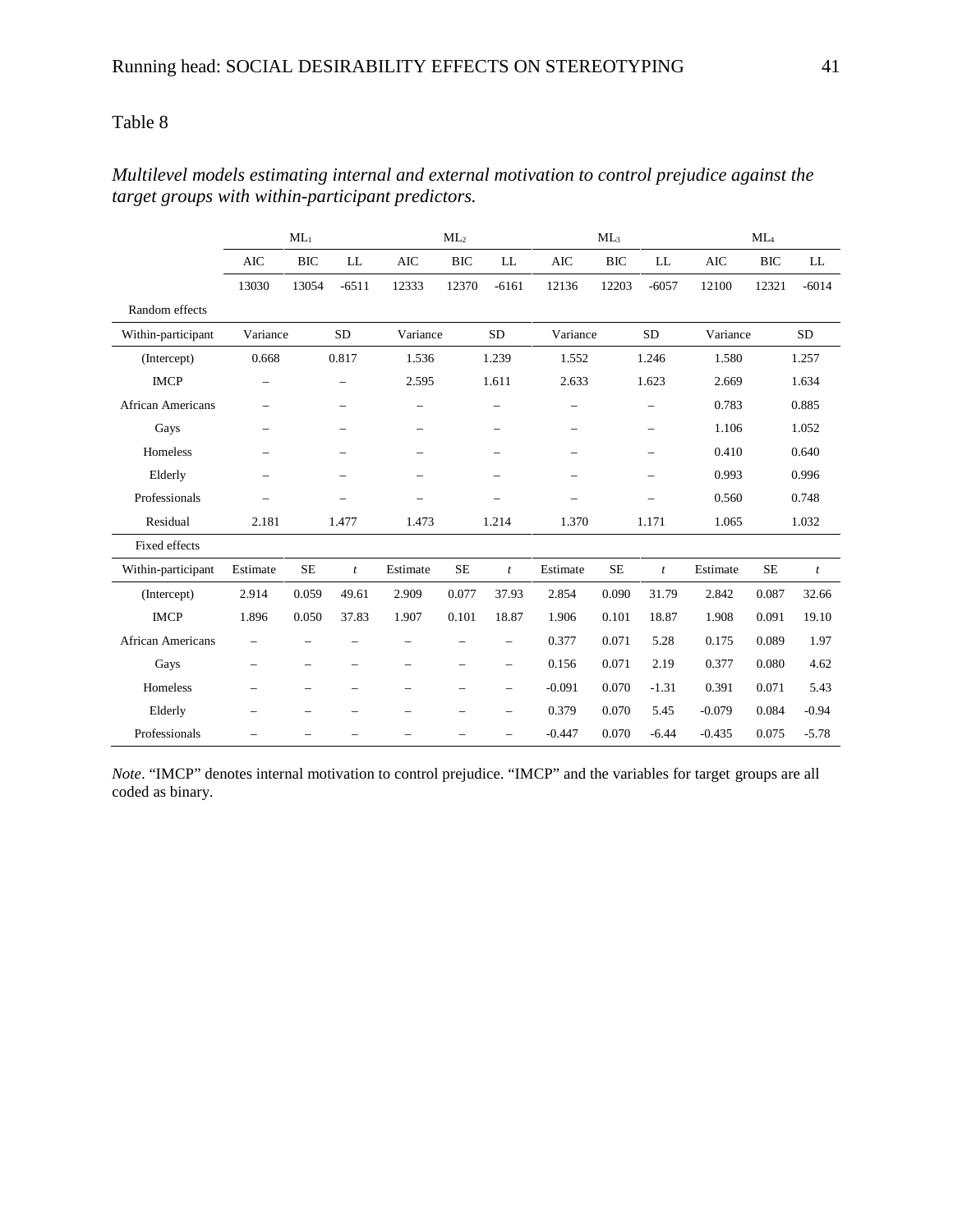Table 8

*Multilevel models estimating internal and external motivation to control prejudice against the target groups with within-participant predictors.*

| | $ML_1$ | | | $ML_2$ | | | $ML_3$ | | | $ML_4$ | | |
|---|---|---|---|---|---|---|---|---|---|---|---|---|
| | AIC | BIC | LL | AIC | BIC | LL | AIC | BIC | LL | AIC | BIC | LL |
| | 13030 | 13054 | -6511 | 12333 | 12370 | -6161 | 12136 | 12203 | -6057 | 12100 | 12321 | -6014 |
| Random effects | | | | | | | | | | | | |
| Within-participant | Variance | | SD | Variance | | SD | Variance | | SD | Variance | | SD |
| (Intercept) | 0.668 | | 0.817 | 1.536 | | 1.239 | 1.552 | | 1.246 | 1.580 | | 1.257 |
| IMCP | – | | – | 2.595 | | 1.611 | 2.633 | | 1.623 | 2.669 | | 1.634 |
| African Americans | – | | – | – | | – | – | | – | 0.783 | | 0.885 |
| Gays | – | | – | – | | – | – | | – | 1.106 | | 1.052 |
| Homeless | – | | – | – | | – | – | | – | 0.410 | | 0.640 |
| Elderly | – | | – | – | | – | – | | – | 0.993 | | 0.996 |
| Professionals | – | | – | – | | – | – | | – | 0.560 | | 0.748 |
| Residual | 2.181 | | 1.477 | 1.473 | | 1.214 | 1.370 | | 1.171 | 1.065 | | 1.032 |
| Fixed effects | | | | | | | | | | | | |
| Within-participant | Estimate | SE | *t* | Estimate | SE | *t* | Estimate | SE | *t* | Estimate | SE | *t* |
| (Intercept) | 2.914 | 0.059 | 49.61 | 2.909 | 0.077 | 37.93 | 2.854 | 0.090 | 31.79 | 2.842 | 0.087 | 32.66 |
| IMCP | 1.896 | 0.050 | 37.83 | 1.907 | 0.101 | 18.87 | 1.906 | 0.101 | 18.87 | 1.908 | 0.091 | 19.10 |
| African Americans | – | – | – | – | – | – | 0.377 | 0.071 | 5.28 | 0.175 | 0.089 | 1.97 |
| Gays | – | – | – | – | – | – | 0.156 | 0.071 | 2.19 | 0.377 | 0.080 | 4.62 |
| Homeless | – | – | – | – | – | – | -0.091 | 0.070 | -1.31 | 0.391 | 0.071 | 5.43 |
| Elderly | – | – | – | – | – | – | 0.379 | 0.070 | 5.45 | -0.079 | 0.084 | -0.94 |
| Professionals | – | – | – | – | – | – | -0.447 | 0.070 | -6.44 | -0.435 | 0.075 | -5.78 |

*Note*. "IMCP" denotes internal motivation to control prejudice. "IMCP" and the variables for target groups are all coded as binary.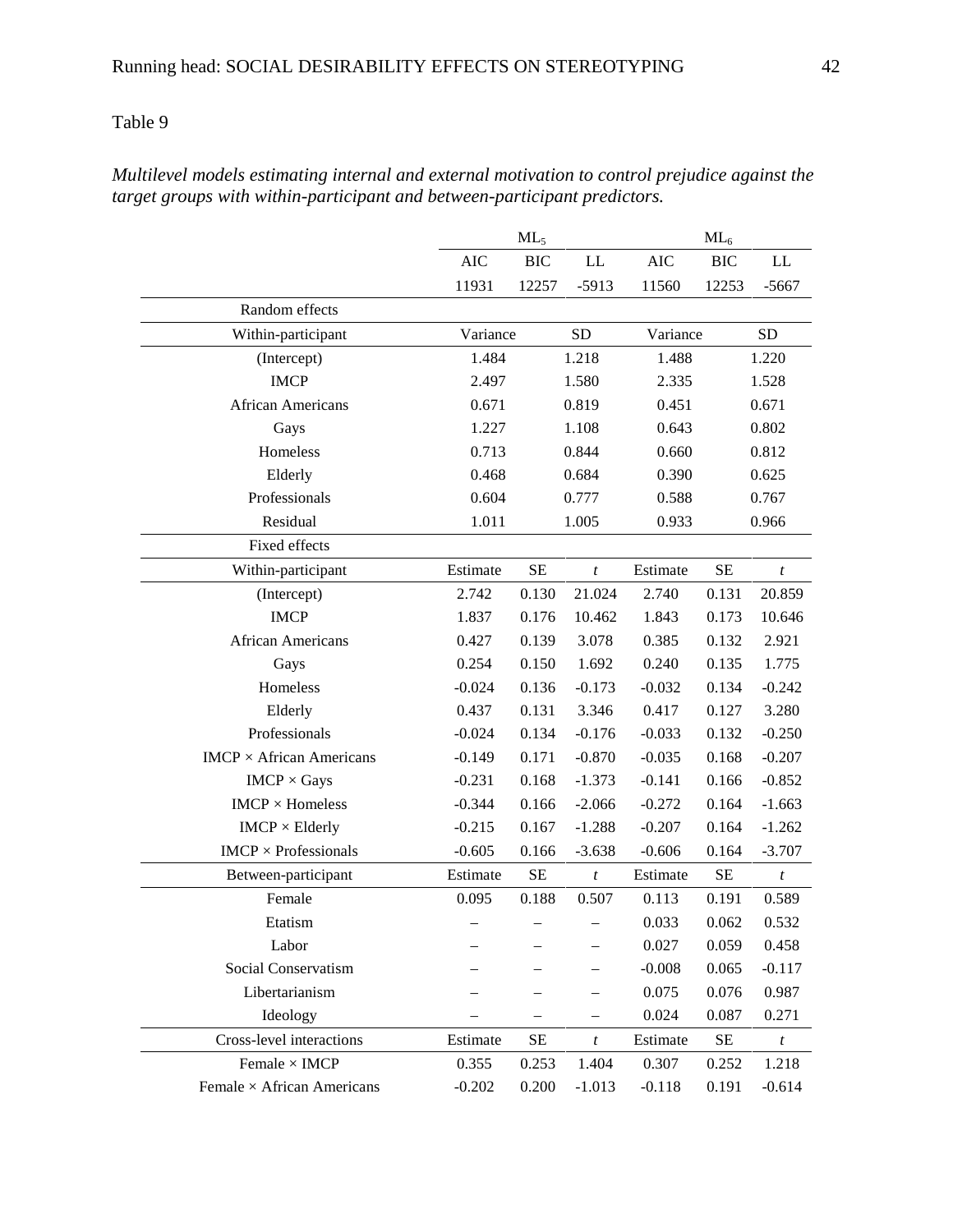Table 9

*Multilevel models estimating internal and external motivation to control prejudice against the target groups with within-participant and between-participant predictors.*

| | $ML_5$ | | | $ML_6$ | | |
|---|---|---|---|---|---|---|
| | AIC | BIC | LL | AIC | BIC | LL |
| | 11931 | 12257 | -5913 | 11560 | 12253 | -5667 |
| Random effects | | | | | | |
| Within-participant | Variance | | SD | Variance | | SD |
| (Intercept) | 1.484 | | 1.218 | 1.488 | | 1.220 |
| IMCP | 2.497 | | 1.580 | 2.335 | | 1.528 |
| African Americans | 0.671 | | 0.819 | 0.451 | | 0.671 |
| Gays | 1.227 | | 1.108 | 0.643 | | 0.802 |
| Homeless | 0.713 | | 0.844 | 0.660 | | 0.812 |
| Elderly | 0.468 | | 0.684 | 0.390 | | 0.625 |
| Professionals | 0.604 | | 0.777 | 0.588 | | 0.767 |
| Residual | 1.011 | | 1.005 | 0.933 | | 0.966 |
| Fixed effects | | | | | | |
| Within-participant | Estimate | SE | *t* | Estimate | SE | *t* |
| (Intercept) | 2.742 | 0.130 | 21.024 | 2.740 | 0.131 | 20.859 |
| IMCP | 1.837 | 0.176 | 10.462 | 1.843 | 0.173 | 10.646 |
| African Americans | 0.427 | 0.139 | 3.078 | 0.385 | 0.132 | 2.921 |
| Gays | 0.254 | 0.150 | 1.692 | 0.240 | 0.135 | 1.775 |
| Homeless | -0.024 | 0.136 | -0.173 | -0.032 | 0.134 | -0.242 |
| Elderly | 0.437 | 0.131 | 3.346 | 0.417 | 0.127 | 3.280 |
| Professionals | -0.024 | 0.134 | -0.176 | -0.033 | 0.132 | -0.250 |
| IMCP × African Americans | -0.149 | 0.171 | -0.870 | -0.035 | 0.168 | -0.207 |
| IMCP × Gays | -0.231 | 0.168 | -1.373 | -0.141 | 0.166 | -0.852 |
| IMCP × Homeless | -0.344 | 0.166 | -2.066 | -0.272 | 0.164 | -1.663 |
| IMCP × Elderly | -0.215 | 0.167 | -1.288 | -0.207 | 0.164 | -1.262 |
| IMCP × Professionals | -0.605 | 0.166 | -3.638 | -0.606 | 0.164 | -3.707 |
| Between-participant | Estimate | SE | *t* | Estimate | SE | *t* |
| Female | 0.095 | 0.188 | 0.507 | 0.113 | 0.191 | 0.589 |
| Etatism | – | – | – | 0.033 | 0.062 | 0.532 |
| Labor | – | – | – | 0.027 | 0.059 | 0.458 |
| Social Conservatism | – | – | – | -0.008 | 0.065 | -0.117 |
| Libertarianism | – | – | – | 0.075 | 0.076 | 0.987 |
| Ideology | – | – | – | 0.024 | 0.087 | 0.271 |
| Cross-level interactions | Estimate | SE | *t* | Estimate | SE | *t* |
| Female × IMCP | 0.355 | 0.253 | 1.404 | 0.307 | 0.252 | 1.218 |
| Female × African Americans | -0.202 | 0.200 | -1.013 | -0.118 | 0.191 | -0.614 |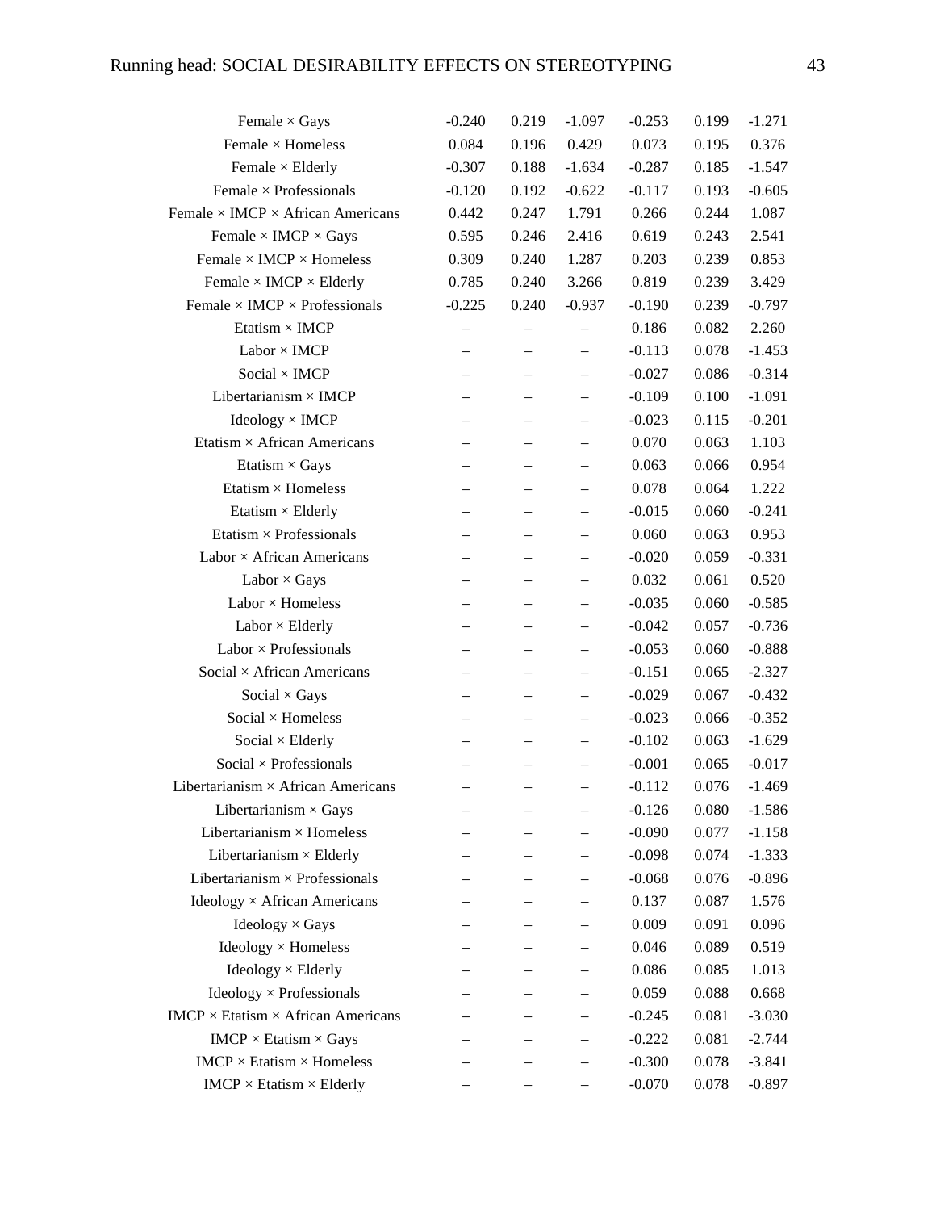| | | | | | | |
|---|---|---|---|---|---|---|
| Female × Gays | -0.240 | 0.219 | -1.097 | -0.253 | 0.199 | -1.271 |
| Female × Homeless | 0.084 | 0.196 | 0.429 | 0.073 | 0.195 | 0.376 |
| Female × Elderly | -0.307 | 0.188 | -1.634 | -0.287 | 0.185 | -1.547 |
| Female × Professionals | -0.120 | 0.192 | -0.622 | -0.117 | 0.193 | -0.605 |
| Female × IMCP × African Americans | 0.442 | 0.247 | 1.791 | 0.266 | 0.244 | 1.087 |
| Female × IMCP × Gays | 0.595 | 0.246 | 2.416 | 0.619 | 0.243 | 2.541 |
| Female × IMCP × Homeless | 0.309 | 0.240 | 1.287 | 0.203 | 0.239 | 0.853 |
| Female × IMCP × Elderly | 0.785 | 0.240 | 3.266 | 0.819 | 0.239 | 3.429 |
| Female × IMCP × Professionals | -0.225 | 0.240 | -0.937 | -0.190 | 0.239 | -0.797 |
| Etatism × IMCP | – | – | – | 0.186 | 0.082 | 2.260 |
| Labor × IMCP | – | – | – | -0.113 | 0.078 | -1.453 |
| Social × IMCP | – | – | – | -0.027 | 0.086 | -0.314 |
| Libertarianism × IMCP | – | – | – | -0.109 | 0.100 | -1.091 |
| Ideology × IMCP | – | – | – | -0.023 | 0.115 | -0.201 |
| Etatism × African Americans | – | – | – | 0.070 | 0.063 | 1.103 |
| Etatism × Gays | – | – | – | 0.063 | 0.066 | 0.954 |
| Etatism × Homeless | – | – | – | 0.078 | 0.064 | 1.222 |
| Etatism × Elderly | – | – | – | -0.015 | 0.060 | -0.241 |
| Etatism × Professionals | – | – | – | 0.060 | 0.063 | 0.953 |
| Labor × African Americans | – | – | – | -0.020 | 0.059 | -0.331 |
| Labor × Gays | – | – | – | 0.032 | 0.061 | 0.520 |
| Labor × Homeless | – | – | – | -0.035 | 0.060 | -0.585 |
| Labor × Elderly | – | – | – | -0.042 | 0.057 | -0.736 |
| Labor × Professionals | – | – | – | -0.053 | 0.060 | -0.888 |
| Social × African Americans | – | – | – | -0.151 | 0.065 | -2.327 |
| Social × Gays | – | – | – | -0.029 | 0.067 | -0.432 |
| Social × Homeless | – | – | – | -0.023 | 0.066 | -0.352 |
| Social × Elderly | – | – | – | -0.102 | 0.063 | -1.629 |
| Social × Professionals | – | – | – | -0.001 | 0.065 | -0.017 |
| Libertarianism × African Americans | – | – | – | -0.112 | 0.076 | -1.469 |
| Libertarianism × Gays | – | – | – | -0.126 | 0.080 | -1.586 |
| Libertarianism × Homeless | – | – | – | -0.090 | 0.077 | -1.158 |
| Libertarianism × Elderly | – | – | – | -0.098 | 0.074 | -1.333 |
| Libertarianism × Professionals | – | – | – | -0.068 | 0.076 | -0.896 |
| Ideology × African Americans | – | – | – | 0.137 | 0.087 | 1.576 |
| Ideology × Gays | – | – | – | 0.009 | 0.091 | 0.096 |
| Ideology × Homeless | – | – | – | 0.046 | 0.089 | 0.519 |
| Ideology × Elderly | – | – | – | 0.086 | 0.085 | 1.013 |
| Ideology × Professionals | – | – | – | 0.059 | 0.088 | 0.668 |
| IMCP × Etatism × African Americans | – | – | – | -0.245 | 0.081 | -3.030 |
| IMCP × Etatism × Gays | – | – | – | -0.222 | 0.081 | -2.744 |
| IMCP × Etatism × Homeless | – | – | – | -0.300 | 0.078 | -3.841 |
| IMCP × Etatism × Elderly | – | – | – | -0.070 | 0.078 | -0.897 |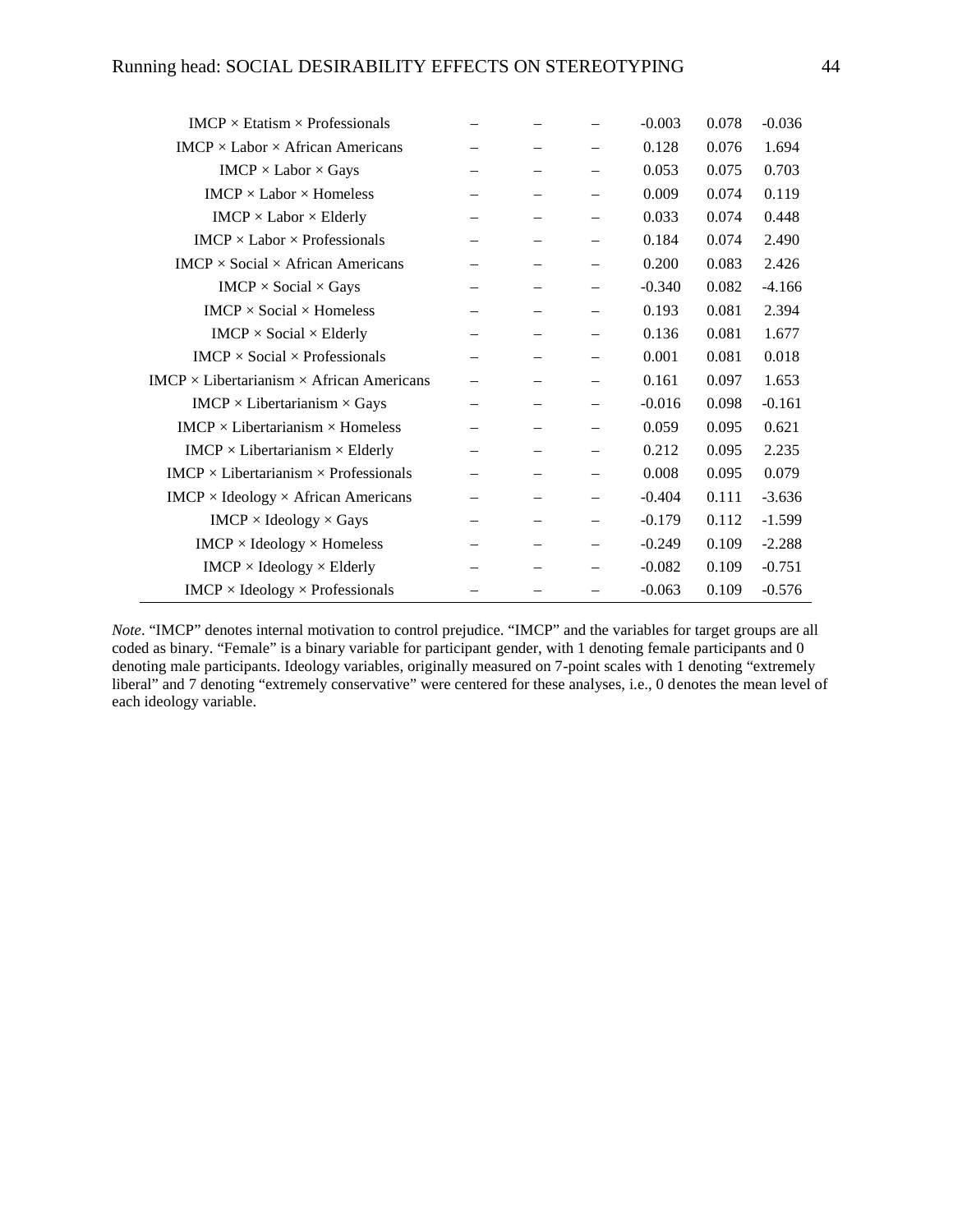| | | | | | | |
|---|---|---|---|---|---|---|
| IMCP × Etatism × Professionals | – | – | – | -0.003 | 0.078 | -0.036 |
| IMCP × Labor × African Americans | – | – | – | 0.128 | 0.076 | 1.694 |
| IMCP × Labor × Gays | – | – | – | 0.053 | 0.075 | 0.703 |
| IMCP × Labor × Homeless | – | – | – | 0.009 | 0.074 | 0.119 |
| IMCP × Labor × Elderly | – | – | – | 0.033 | 0.074 | 0.448 |
| IMCP × Labor × Professionals | – | – | – | 0.184 | 0.074 | 2.490 |
| IMCP × Social × African Americans | – | – | – | 0.200 | 0.083 | 2.426 |
| IMCP × Social × Gays | – | – | – | -0.340 | 0.082 | -4.166 |
| IMCP × Social × Homeless | – | – | – | 0.193 | 0.081 | 2.394 |
| IMCP × Social × Elderly | – | – | – | 0.136 | 0.081 | 1.677 |
| IMCP × Social × Professionals | – | – | – | 0.001 | 0.081 | 0.018 |
| IMCP × Libertarianism × African Americans | – | – | – | 0.161 | 0.097 | 1.653 |
| IMCP × Libertarianism × Gays | – | – | – | -0.016 | 0.098 | -0.161 |
| IMCP × Libertarianism × Homeless | – | – | – | 0.059 | 0.095 | 0.621 |
| IMCP × Libertarianism × Elderly | – | – | – | 0.212 | 0.095 | 2.235 |
| IMCP × Libertarianism × Professionals | – | – | – | 0.008 | 0.095 | 0.079 |
| IMCP × Ideology × African Americans | – | – | – | -0.404 | 0.111 | -3.636 |
| IMCP × Ideology × Gays | – | – | – | -0.179 | 0.112 | -1.599 |
| IMCP × Ideology × Homeless | – | – | – | -0.249 | 0.109 | -2.288 |
| IMCP × Ideology × Elderly | – | – | – | -0.082 | 0.109 | -0.751 |
| IMCP × Ideology × Professionals | – | – | – | -0.063 | 0.109 | -0.576 |

*Note*. "IMCP" denotes internal motivation to control prejudice. "IMCP" and the variables for target groups are all coded as binary. "Female" is a binary variable for participant gender, with 1 denoting female participants and 0 denoting male participants. Ideology variables, originally measured on 7-point scales with 1 denoting "extremely liberal" and 7 denoting "extremely conservative" were centered for these analyses, i.e., 0 denotes the mean level of each ideology variable.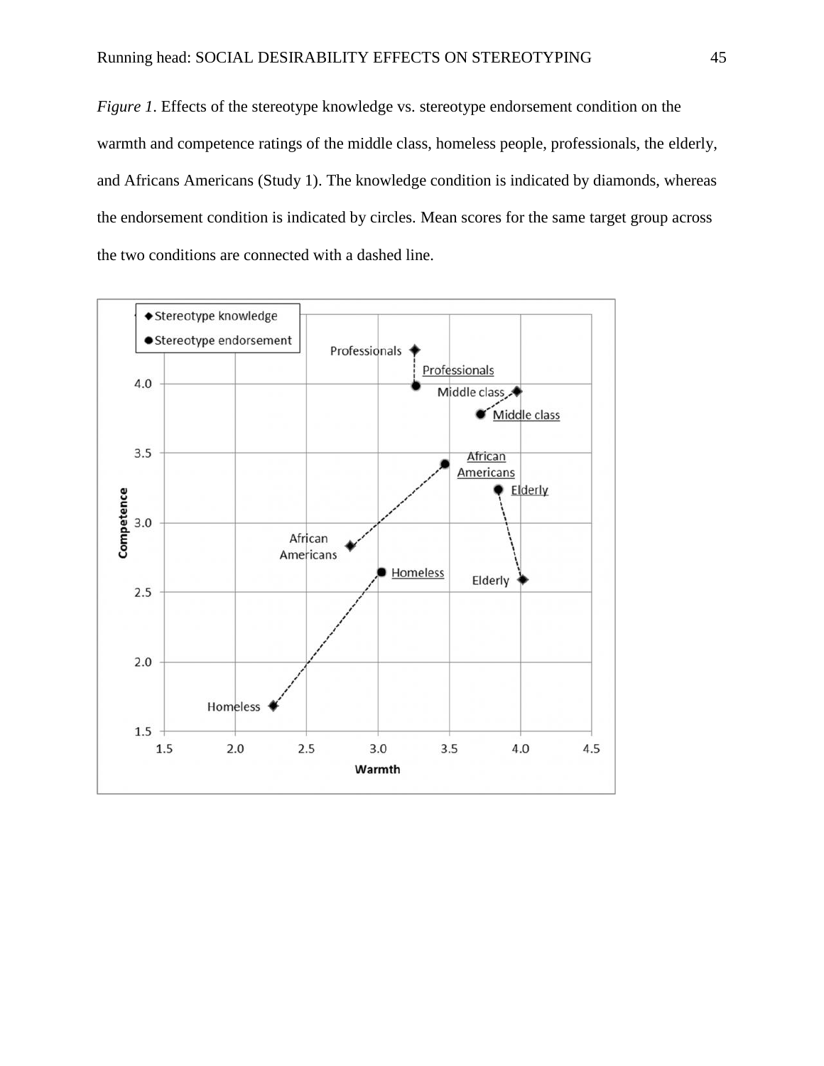*Figure 1*. Effects of the stereotype knowledge vs. stereotype endorsement condition on the warmth and competence ratings of the middle class, homeless people, professionals, the elderly, and Africans Americans (Study 1). The knowledge condition is indicated by diamonds, whereas the endorsement condition is indicated by circles. Mean scores for the same target group across the two conditions are connected with a dashed line.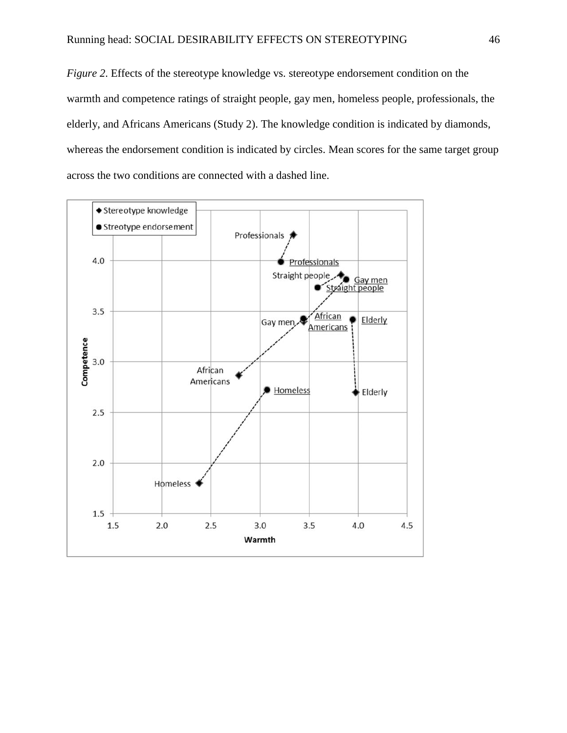*Figure 2*. Effects of the stereotype knowledge vs. stereotype endorsement condition on the warmth and competence ratings of straight people, gay men, homeless people, professionals, the elderly, and Africans Americans (Study 2). The knowledge condition is indicated by diamonds, whereas the endorsement condition is indicated by circles. Mean scores for the same target group across the two conditions are connected with a dashed line.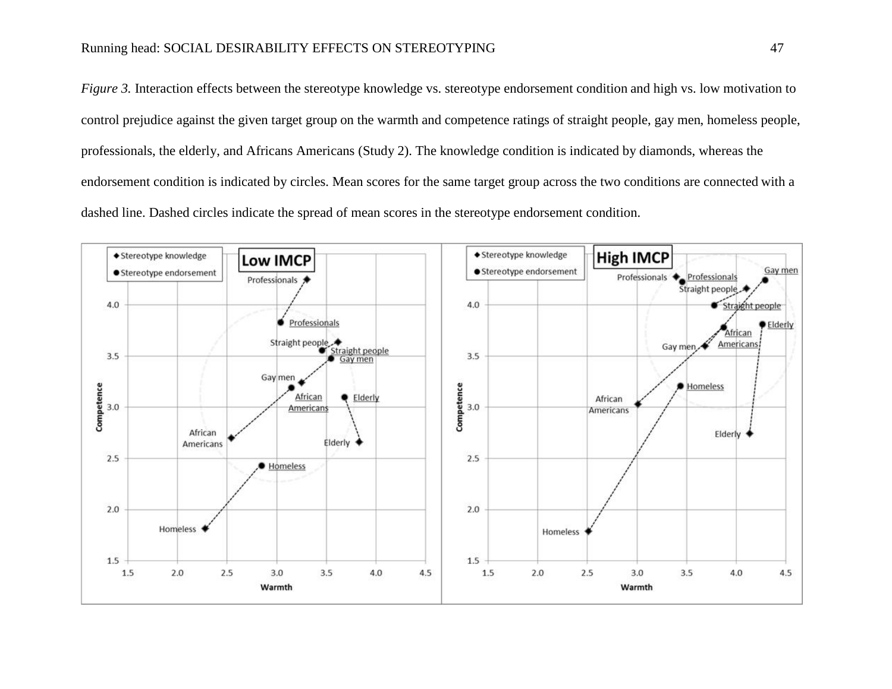*Figure 3.* Interaction effects between the stereotype knowledge vs. stereotype endorsement condition and high vs. low motivation to control prejudice against the given target group on the warmth and competence ratings of straight people, gay men, homeless people, professionals, the elderly, and Africans Americans (Study 2). The knowledge condition is indicated by diamonds, whereas the endorsement condition is indicated by circles. Mean scores for the same target group across the two conditions are connected with a dashed line. Dashed circles indicate the spread of mean scores in the stereotype endorsement condition.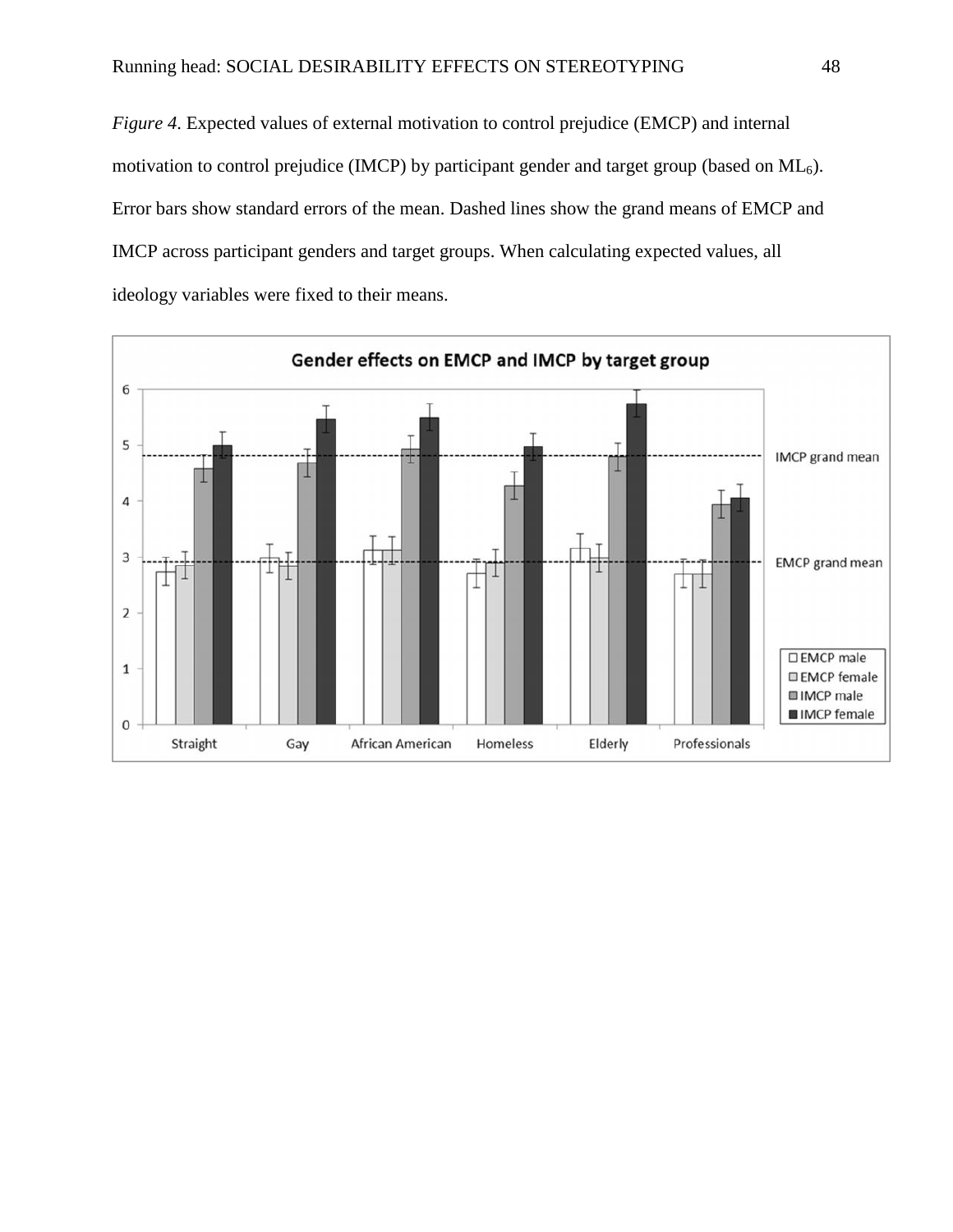*Figure 4*. Expected values of external motivation to control prejudice (EMCP) and internal motivation to control prejudice (IMCP) by participant gender and target group (based on $ML_6$). Error bars show standard errors of the mean. Dashed lines show the grand means of EMCP and IMCP across participant genders and target groups. When calculating expected values, all ideology variables were fixed to their means.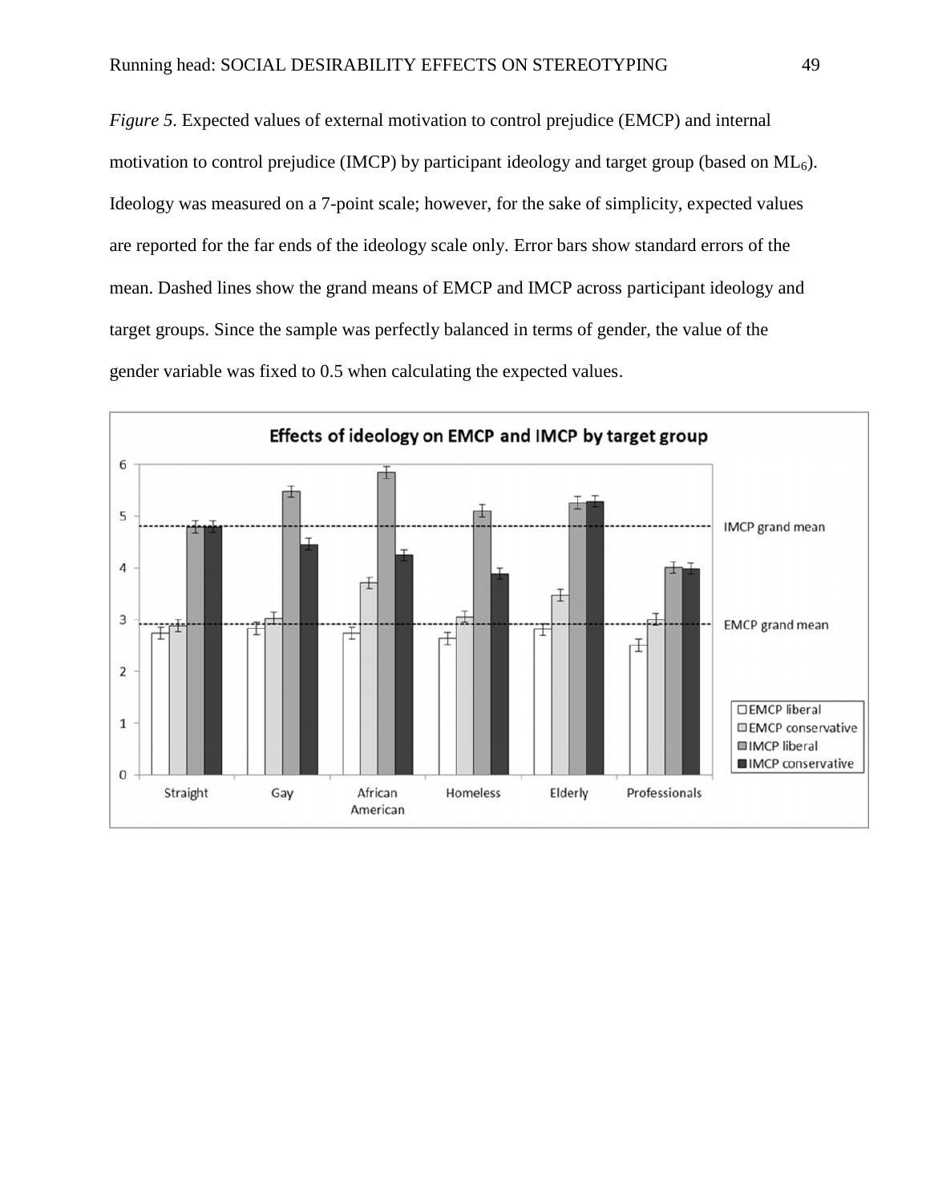*Figure 5*. Expected values of external motivation to control prejudice (EMCP) and internal motivation to control prejudice (IMCP) by participant ideology and target group (based on $ML_6$). Ideology was measured on a 7-point scale; however, for the sake of simplicity, expected values are reported for the far ends of the ideology scale only. Error bars show standard errors of the mean. Dashed lines show the grand means of EMCP and IMCP across participant ideology and target groups. Since the sample was perfectly balanced in terms of gender, the value of the gender variable was fixed to 0.5 when calculating the expected values.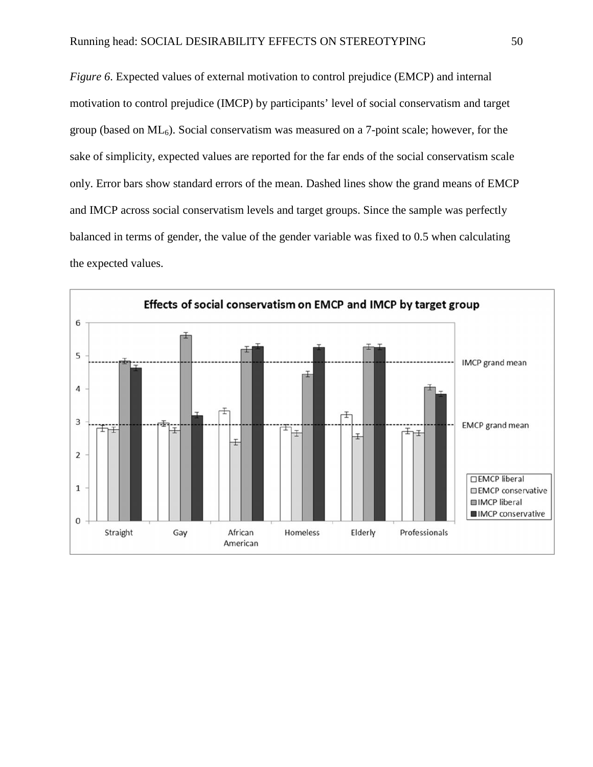*Figure 6*. Expected values of external motivation to control prejudice (EMCP) and internal motivation to control prejudice (IMCP) by participants' level of social conservatism and target group (based on $ML_6$). Social conservatism was measured on a 7-point scale; however, for the sake of simplicity, expected values are reported for the far ends of the social conservatism scale only. Error bars show standard errors of the mean. Dashed lines show the grand means of EMCP and IMCP across social conservatism levels and target groups. Since the sample was perfectly balanced in terms of gender, the value of the gender variable was fixed to 0.5 when calculating the expected values.

Effects of social conservatism on EMCP and IMCP by target group

6
5
4
3
2
1
0

IMCP grand mean

EMCP grand mean

EMCP liberal
EMCP conservative
IMCP liberal
IMCP conservative

Straight
Gay
African American
Homeless
Elderly
Professionals